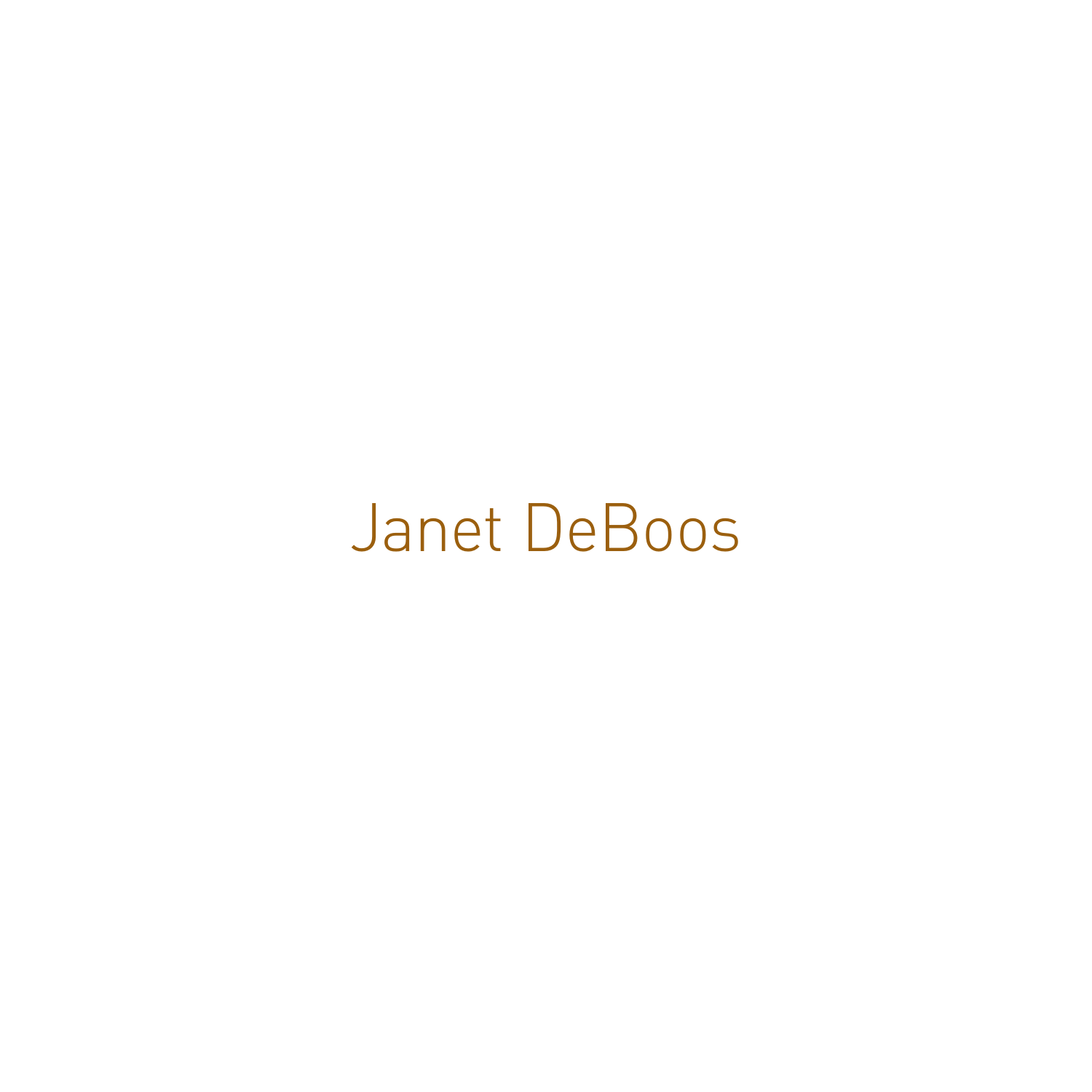# Janet DeBoos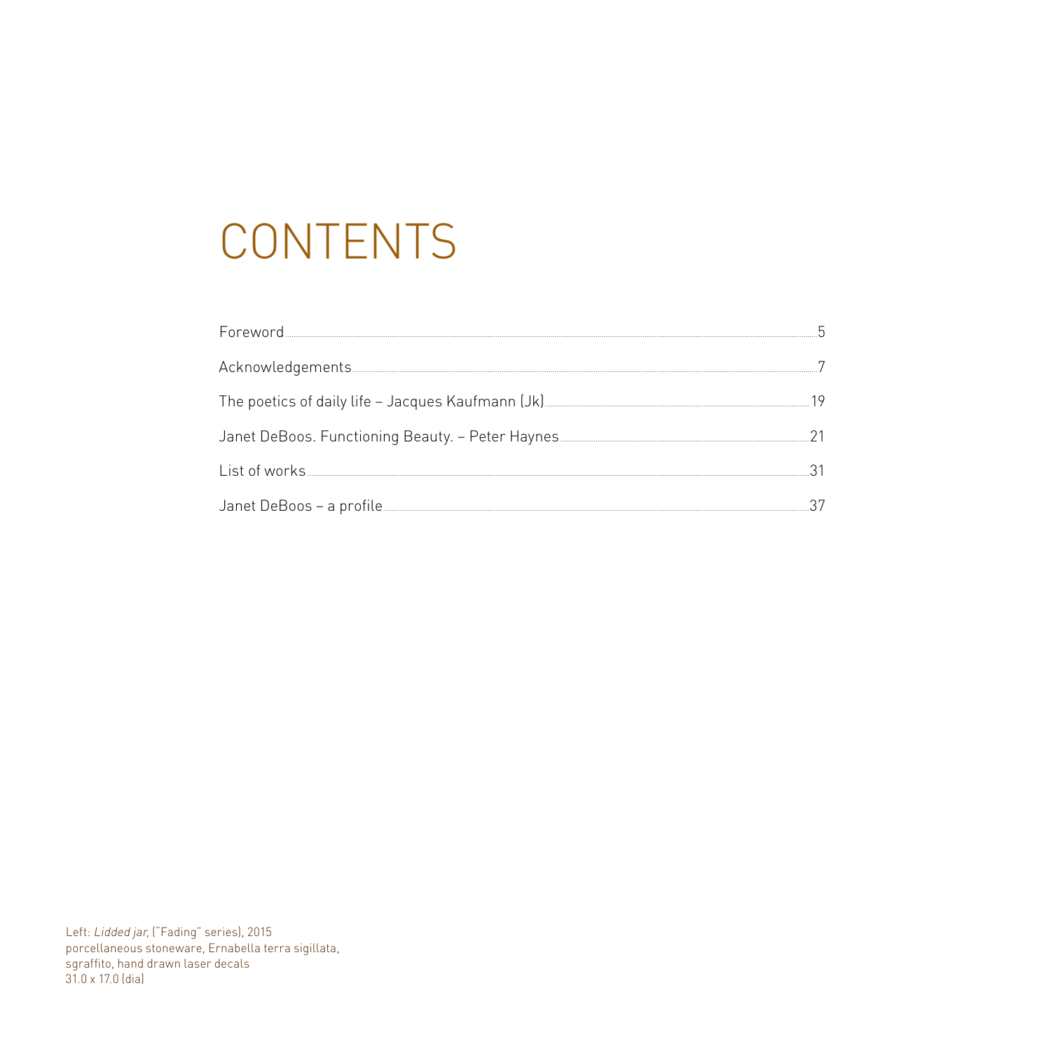# CONTENTS

| | |
|---|---|
| Foreword | 5 |
| Acknowledgements | 7 |
| The poetics of daily life – Jacques Kaufmann (Jk) | 19 |
| Janet DeBoos. Functioning Beauty. – Peter Haynes | 21 |
| List of works | 31 |
| Janet DeBoos – a profile | 37 |

Left: *Lidded jar*, ("Fading" series), 2015
porcellaneous stoneware, Ernabella terra sigillata,
sgraffito, hand drawn laser decals
31.0 x 17.0 (dia)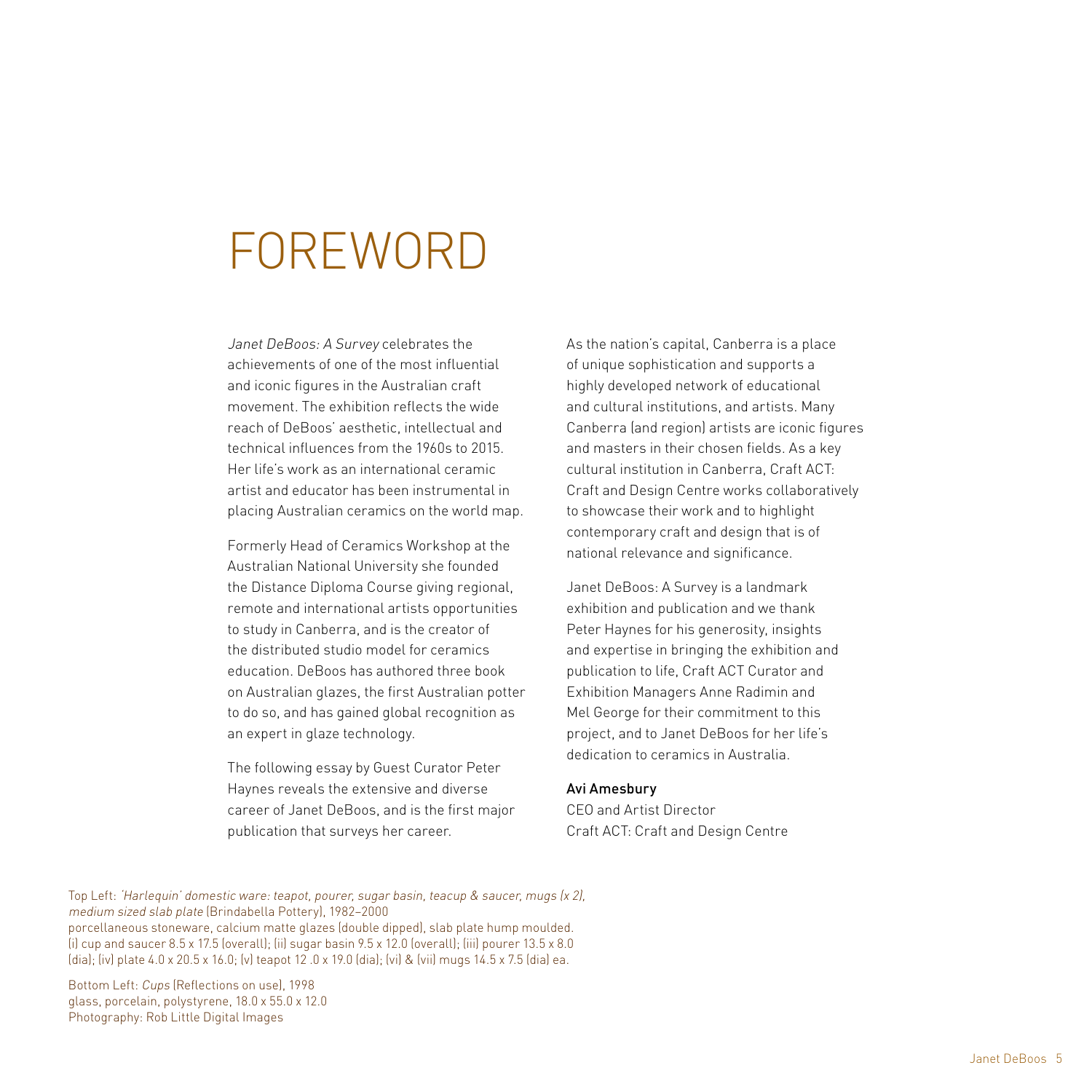# FOREWORD

*Janet DeBoos: A Survey* celebrates the achievements of one of the most influential and iconic figures in the Australian craft movement. The exhibition reflects the wide reach of DeBoos' aesthetic, intellectual and technical influences from the 1960s to 2015. Her life's work as an international ceramic artist and educator has been instrumental in placing Australian ceramics on the world map.

Formerly Head of Ceramics Workshop at the Australian National University she founded the Distance Diploma Course giving regional, remote and international artists opportunities to study in Canberra, and is the creator of the distributed studio model for ceramics education. DeBoos has authored three book on Australian glazes, the first Australian potter to do so, and has gained global recognition as an expert in glaze technology.

The following essay by Guest Curator Peter Haynes reveals the extensive and diverse career of Janet DeBoos, and is the first major publication that surveys her career.

As the nation's capital, Canberra is a place of unique sophistication and supports a highly developed network of educational and cultural institutions, and artists. Many Canberra (and region) artists are iconic figures and masters in their chosen fields. As a key cultural institution in Canberra, Craft ACT: Craft and Design Centre works collaboratively to showcase their work and to highlight contemporary craft and design that is of national relevance and significance.

Janet DeBoos: A Survey is a landmark exhibition and publication and we thank Peter Haynes for his generosity, insights and expertise in bringing the exhibition and publication to life, Craft ACT Curator and Exhibition Managers Anne Radimin and Mel George for their commitment to this project, and to Janet DeBoos for her life's dedication to ceramics in Australia.

**Avi Amesbury**
CEO and Artist Director
Craft ACT: Craft and Design Centre

Top Left: *'Harlequin' domestic ware: teapot, pourer, sugar basin, teacup & saucer, mugs (x 2), medium sized slab plate* (Brindabella Pottery), 1982–2000
porcellaneous stoneware, calcium matte glazes (double dipped), slab plate hump moulded.
(i) cup and saucer 8.5 x 17.5 (overall); (ii) sugar basin 9.5 x 12.0 (overall); (iii) pourer 13.5 x 8.0 (dia); (iv) plate 4.0 x 20.5 x 16.0; (v) teapot 12 .0 x 19.0 (dia); (vi) & (vii) mugs 14.5 x 7.5 (dia) ea.

Bottom Left: *Cups* (Reflections on use), 1998
glass, porcelain, polystyrene, 18.0 x 55.0 x 12.0
Photography: Rob Little Digital Images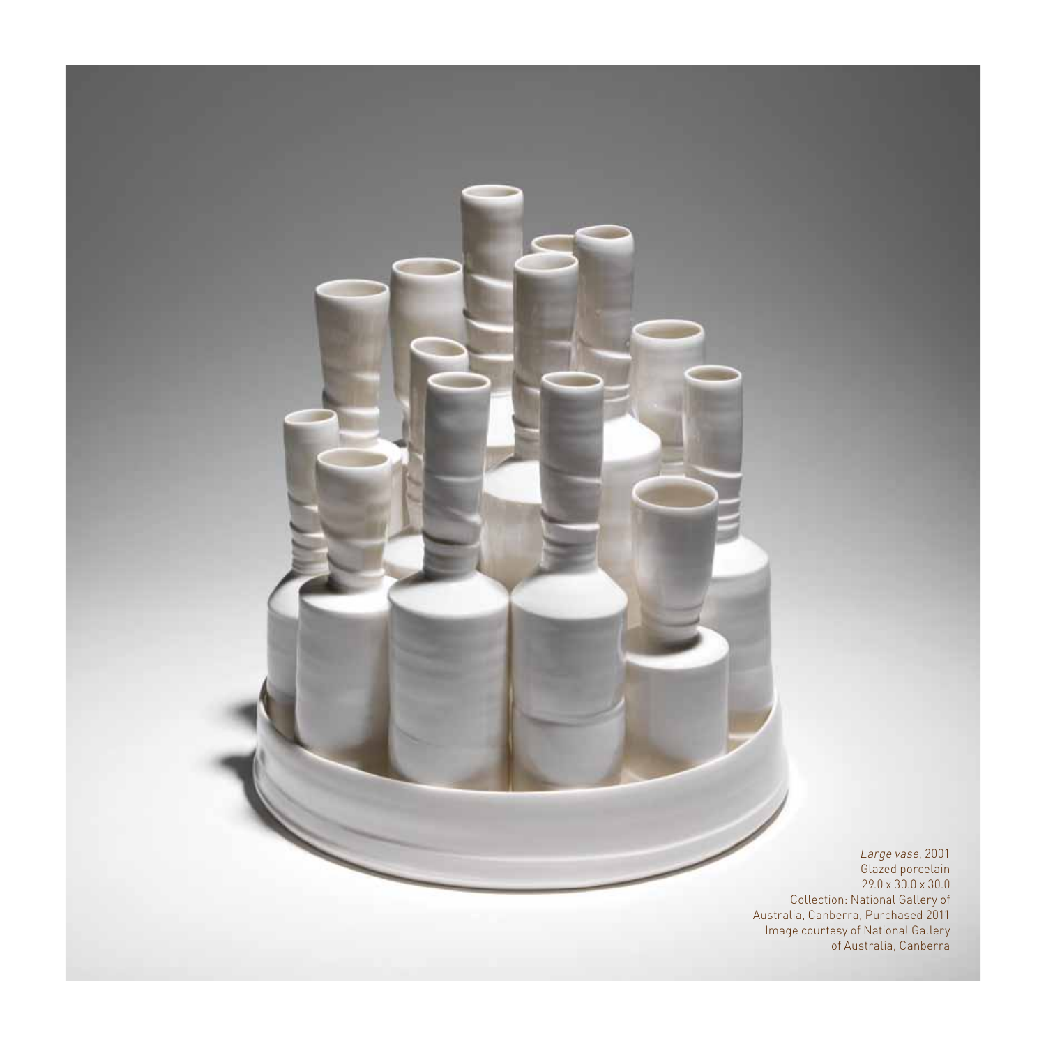*Large vase*, 2001
Glazed porcelain
29.0 x 30.0 x 30.0
Collection: National Gallery of Australia, Canberra, Purchased 2011
Image courtesy of National Gallery of Australia, Canberra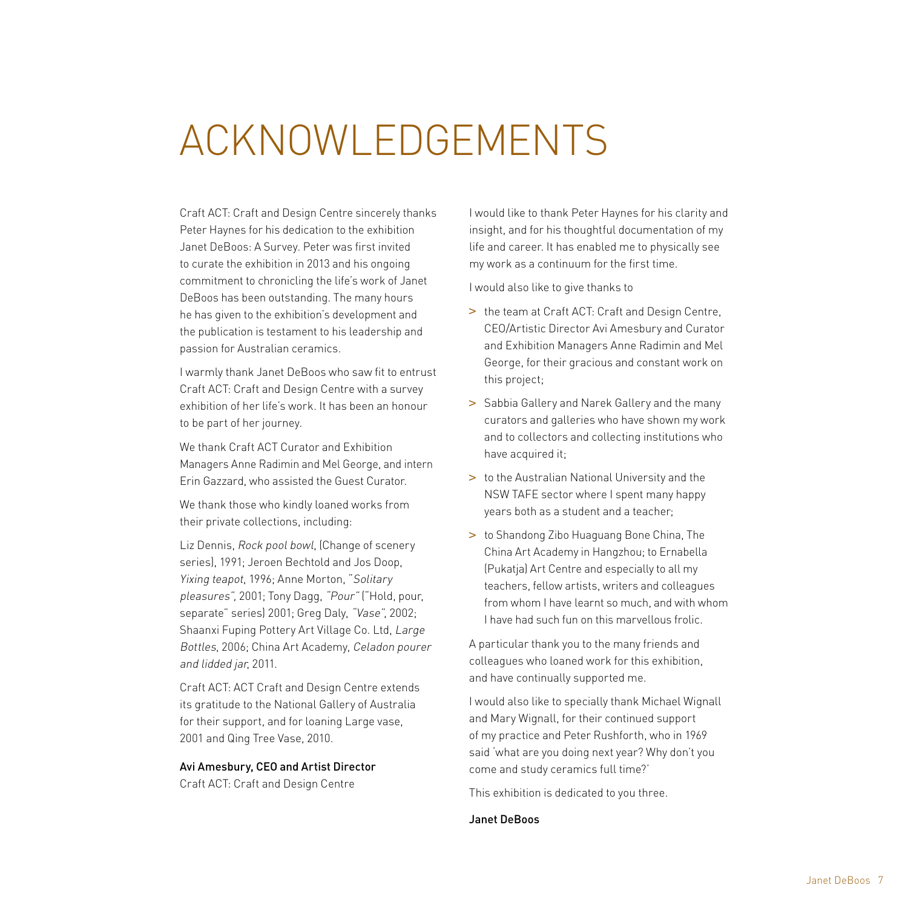# ACKNOWLEDGEMENTS

Craft ACT: Craft and Design Centre sincerely thanks Peter Haynes for his dedication to the exhibition Janet DeBoos: A Survey. Peter was first invited to curate the exhibition in 2013 and his ongoing commitment to chronicling the life's work of Janet DeBoos has been outstanding. The many hours he has given to the exhibition's development and the publication is testament to his leadership and passion for Australian ceramics.

I warmly thank Janet DeBoos who saw fit to entrust Craft ACT: Craft and Design Centre with a survey exhibition of her life's work. It has been an honour to be part of her journey.

We thank Craft ACT Curator and Exhibition Managers Anne Radimin and Mel George, and intern Erin Gazzard, who assisted the Guest Curator.

We thank those who kindly loaned works from their private collections, including:

Liz Dennis, *Rock pool bowl*, (Change of scenery series), 1991; Jeroen Bechtold and Jos Doop, *Yixing teapot*, 1996; Anne Morton, *"Solitary pleasures"*, 2001; Tony Dagg, *"Pour"* ("Hold, pour, separate" series) 2001; Greg Daly, *"Vase"*, 2002; Shaanxi Fuping Pottery Art Village Co. Ltd, *Large Bottles*, 2006; China Art Academy, *Celadon pourer and lidded jar*, 2011.

Craft ACT: ACT Craft and Design Centre extends its gratitude to the National Gallery of Australia for their support, and for loaning Large vase, 2001 and Qing Tree Vase, 2010.

**Avi Amesbury, CEO and Artist Director**
Craft ACT: Craft and Design Centre

I would like to thank Peter Haynes for his clarity and insight, and for his thoughtful documentation of my life and career. It has enabled me to physically see my work as a continuum for the first time.

I would also like to give thanks to

- the team at Craft ACT: Craft and Design Centre, CEO/Artistic Director Avi Amesbury and Curator and Exhibition Managers Anne Radimin and Mel George, for their gracious and constant work on this project;
- Sabbia Gallery and Narek Gallery and the many curators and galleries who have shown my work and to collectors and collecting institutions who have acquired it;
- to the Australian National University and the NSW TAFE sector where I spent many happy years both as a student and a teacher;
- to Shandong Zibo Huaguang Bone China, The China Art Academy in Hangzhou; to Ernabella (Pukatja) Art Centre and especially to all my teachers, fellow artists, writers and colleagues from whom I have learnt so much, and with whom I have had such fun on this marvellous frolic.

A particular thank you to the many friends and colleagues who loaned work for this exhibition, and have continually supported me.

I would also like to specially thank Michael Wignall and Mary Wignall, for their continued support of my practice and Peter Rushforth, who in 1969 said 'what are you doing next year? Why don't you come and study ceramics full time?'

This exhibition is dedicated to you three.

**Janet DeBoos**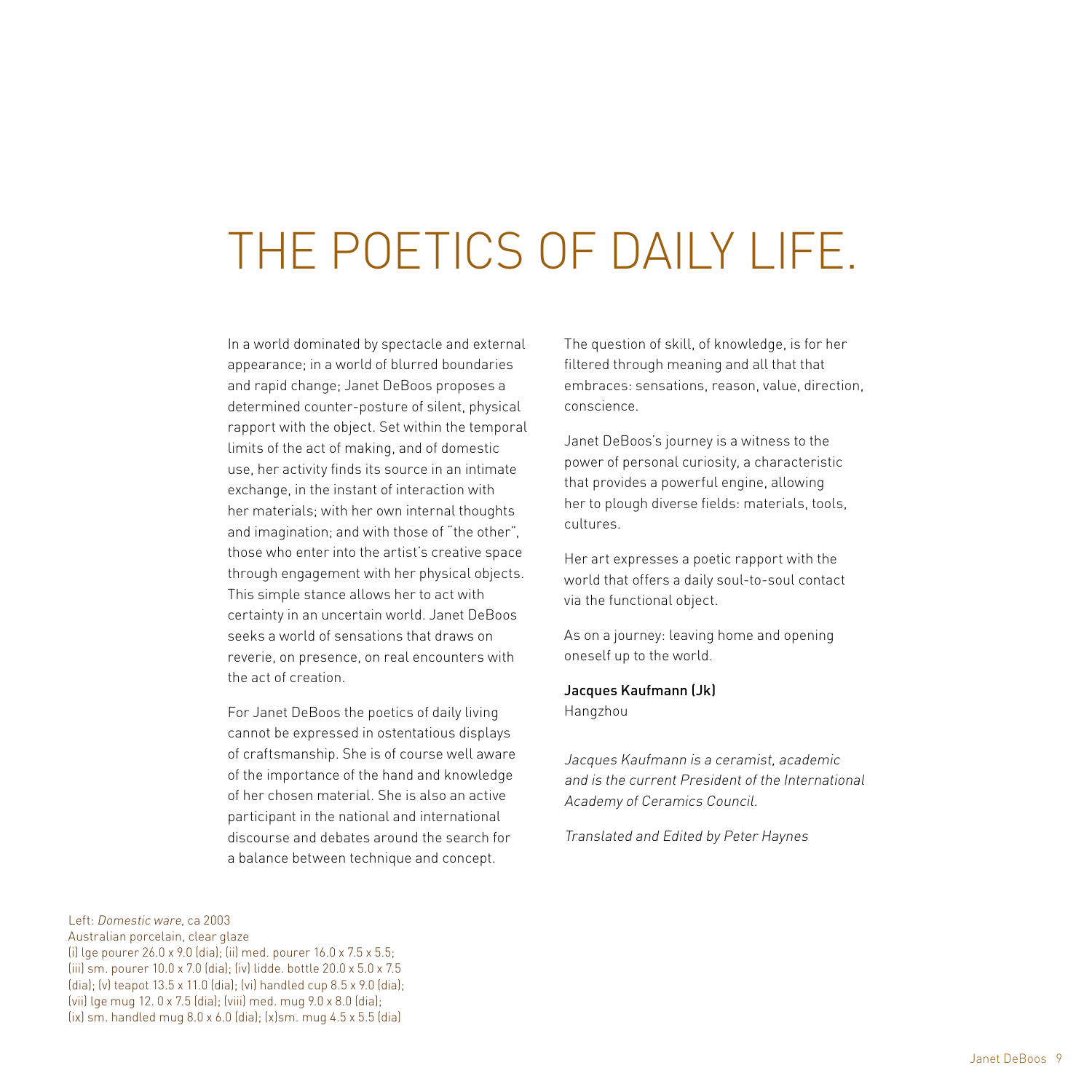# THE POETICS OF DAILY LIFE.

In a world dominated by spectacle and external appearance; in a world of blurred boundaries and rapid change; Janet DeBoos proposes a determined counter-posture of silent, physical rapport with the object. Set within the temporal limits of the act of making, and of domestic use, her activity finds its source in an intimate exchange, in the instant of interaction with her materials; with her own internal thoughts and imagination; and with those of "the other", those who enter into the artist's creative space through engagement with her physical objects. This simple stance allows her to act with certainty in an uncertain world. Janet DeBoos seeks a world of sensations that draws on reverie, on presence, on real encounters with the act of creation.

For Janet DeBoos the poetics of daily living cannot be expressed in ostentatious displays of craftsmanship. She is of course well aware of the importance of the hand and knowledge of her chosen material. She is also an active participant in the national and international discourse and debates around the search for a balance between technique and concept.

The question of skill, of knowledge, is for her filtered through meaning and all that that embraces: sensations, reason, value, direction, conscience.

Janet DeBoos's journey is a witness to the power of personal curiosity, a characteristic that provides a powerful engine, allowing her to plough diverse fields: materials, tools, cultures.

Her art expresses a poetic rapport with the world that offers a daily soul-to-soul contact via the functional object.

As on a journey: leaving home and opening oneself up to the world.

**Jacques Kaufmann (Jk)**
Hangzhou

*Jacques Kaufmann is a ceramist, academic and is the current President of the International Academy of Ceramics Council.*

*Translated and Edited by Peter Haynes*

Left: *Domestic ware*, ca 2003
Australian porcelain, clear glaze
(i) lge pourer 26.0 x 9.0 (dia); (ii) med. pourer 16.0 x 7.5 x 5.5; (iii) sm. pourer 10.0 x 7.0 (dia); (iv) lidde. bottle 20.0 x 5.0 x 7.5 (dia); (v) teapot 13.5 x 11.0 (dia); (vi) handled cup 8.5 x 9.0 (dia); (vii) lge mug 12. 0 x 7.5 (dia); (viii) med. mug 9.0 x 8.0 (dia); (ix) sm. handled mug 8.0 x 6.0 (dia); (x)sm. mug 4.5 x 5.5 (dia)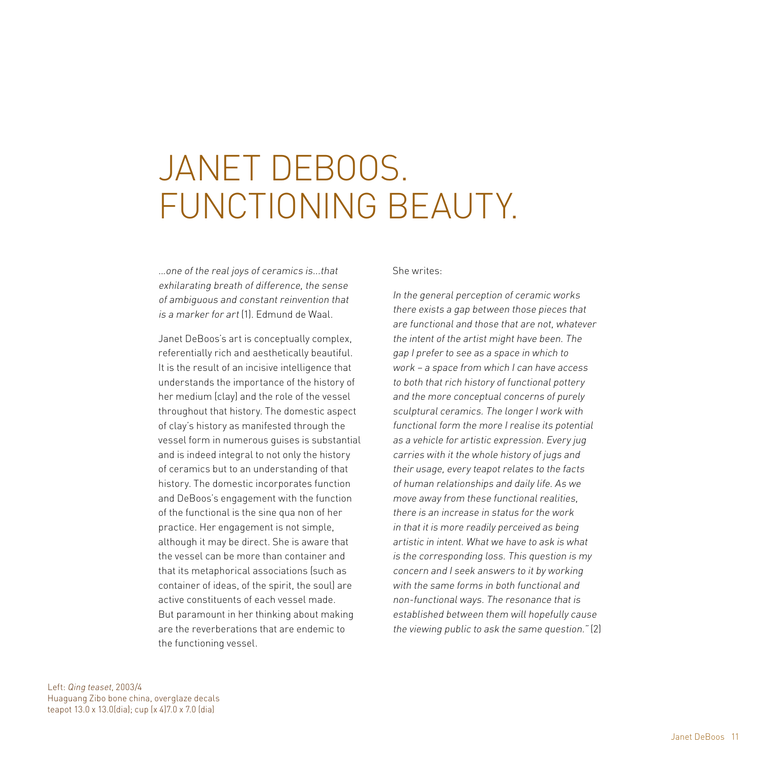# JANET DEBOOS. FUNCTIONING BEAUTY.

*...one of the real joys of ceramics is...that exhilarating breath of difference, the sense of ambiguous and constant reinvention that is a marker for art* (1). Edmund de Waal.

Janet DeBoos's art is conceptually complex, referentially rich and aesthetically beautiful. It is the result of an incisive intelligence that understands the importance of the history of her medium (clay) and the role of the vessel throughout that history. The domestic aspect of clay's history as manifested through the vessel form in numerous guises is substantial and is indeed integral to not only the history of ceramics but to an understanding of that history. The domestic incorporates function and DeBoos's engagement with the function of the functional is the sine qua non of her practice. Her engagement is not simple, although it may be direct. She is aware that the vessel can be more than container and that its metaphorical associations (such as container of ideas, of the spirit, the soul) are active constituents of each vessel made. But paramount in her thinking about making are the reverberations that are endemic to the functioning vessel.

She writes:

*In the general perception of ceramic works there exists a gap between those pieces that are functional and those that are not, whatever the intent of the artist might have been. The gap I prefer to see as a space in which to work – a space from which I can have access to both that rich history of functional pottery and the more conceptual concerns of purely sculptural ceramics. The longer I work with functional form the more I realise its potential as a vehicle for artistic expression. Every jug carries with it the whole history of jugs and their usage, every teapot relates to the facts of human relationships and daily life. As we move away from these functional realities, there is an increase in status for the work in that it is more readily perceived as being artistic in intent. What we have to ask is what is the corresponding loss. This question is my concern and I seek answers to it by working with the same forms in both functional and non-functional ways. The resonance that is established between them will hopefully cause the viewing public to ask the same question."* (2)

Left: *Qing teaset*, 2003/4
Huaguang Zibo bone china, overglaze decals
teapot 13.0 x 13.0(dia); cup (x 4)7.0 x 7.0 (dia)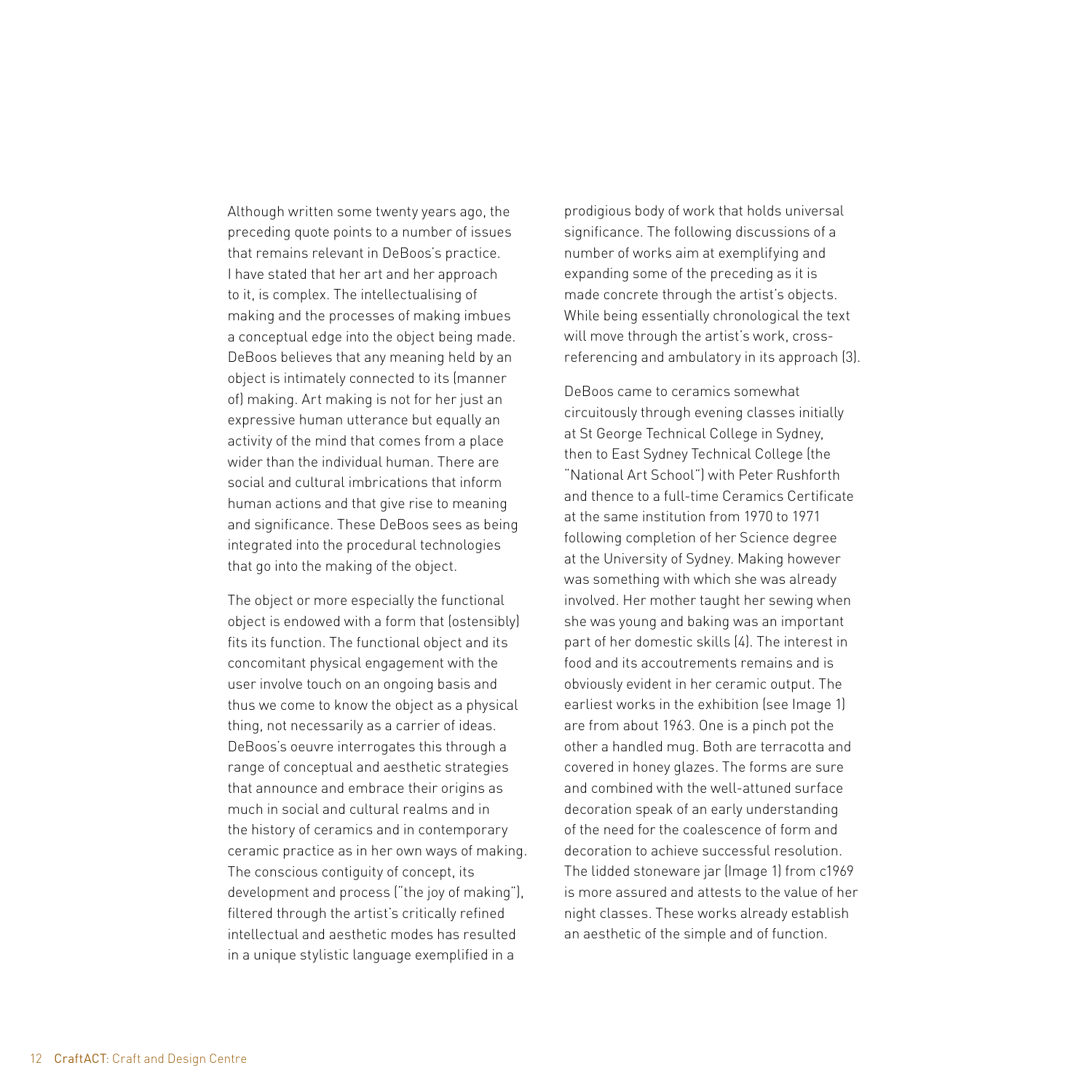Although written some twenty years ago, the preceding quote points to a number of issues that remains relevant in DeBoos's practice. I have stated that her art and her approach to it, is complex. The intellectualising of making and the processes of making imbues a conceptual edge into the object being made. DeBoos believes that any meaning held by an object is intimately connected to its (manner of) making. Art making is not for her just an expressive human utterance but equally an activity of the mind that comes from a place wider than the individual human. There are social and cultural imbrications that inform human actions and that give rise to meaning and significance. These DeBoos sees as being integrated into the procedural technologies that go into the making of the object.

The object or more especially the functional object is endowed with a form that (ostensibly) fits its function. The functional object and its concomitant physical engagement with the user involve touch on an ongoing basis and thus we come to know the object as a physical thing, not necessarily as a carrier of ideas. DeBoos's oeuvre interrogates this through a range of conceptual and aesthetic strategies that announce and embrace their origins as much in social and cultural realms and in the history of ceramics and in contemporary ceramic practice as in her own ways of making. The conscious contiguity of concept, its development and process ("the joy of making"), filtered through the artist's critically refined intellectual and aesthetic modes has resulted in a unique stylistic language exemplified in a prodigious body of work that holds universal significance. The following discussions of a number of works aim at exemplifying and expanding some of the preceding as it is made concrete through the artist's objects. While being essentially chronological the text will move through the artist's work, cross-referencing and ambulatory in its approach (3).

DeBoos came to ceramics somewhat circuitously through evening classes initially at St George Technical College in Sydney, then to East Sydney Technical College (the "National Art School") with Peter Rushforth and thence to a full-time Ceramics Certificate at the same institution from 1970 to 1971 following completion of her Science degree at the University of Sydney. Making however was something with which she was already involved. Her mother taught her sewing when she was young and baking was an important part of her domestic skills (4). The interest in food and its accoutrements remains and is obviously evident in her ceramic output. The earliest works in the exhibition (see Image 1) are from about 1963. One is a pinch pot the other a handled mug. Both are terracotta and covered in honey glazes. The forms are sure and combined with the well-attuned surface decoration speak of an early understanding of the need for the coalescence of form and decoration to achieve successful resolution. The lidded stoneware jar (Image 1) from c1969 is more assured and attests to the value of her night classes. These works already establish an aesthetic of the simple and of function.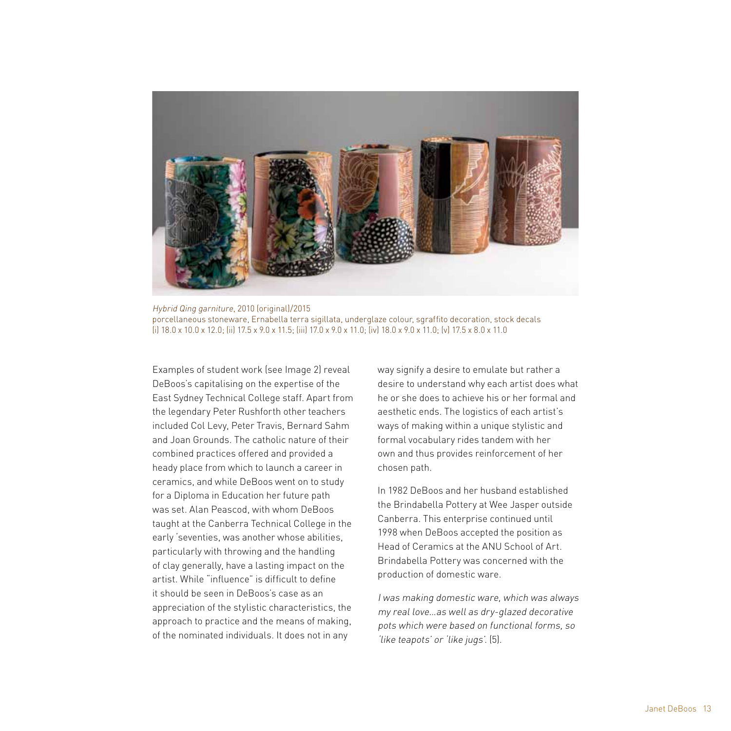*Hybrid Qing garniture*, 2010 (original)/2015
porcellaneous stoneware, Ernabella terra sigillata, underglaze colour, sgraffito decoration, stock decals
(i) 18.0 x 10.0 x 12.0; (ii) 17.5 x 9.0 x 11.5; (iii) 17.0 x 9.0 x 11.0; (iv) 18.0 x 9.0 x 11.0; (v) 17.5 x 8.0 x 11.0

Examples of student work (see Image 2) reveal DeBoos's capitalising on the expertise of the East Sydney Technical College staff. Apart from the legendary Peter Rushforth other teachers included Col Levy, Peter Travis, Bernard Sahm and Joan Grounds. The catholic nature of their combined practices offered and provided a heady place from which to launch a career in ceramics, and while DeBoos went on to study for a Diploma in Education her future path was set. Alan Peascod, with whom DeBoos taught at the Canberra Technical College in the early 'seventies, was another whose abilities, particularly with throwing and the handling of clay generally, have a lasting impact on the artist. While "influence" is difficult to define it should be seen in DeBoos's case as an appreciation of the stylistic characteristics, the approach to practice and the means of making, of the nominated individuals. It does not in any way signify a desire to emulate but rather a desire to understand why each artist does what he or she does to achieve his or her formal and aesthetic ends. The logistics of each artist's ways of making within a unique stylistic and formal vocabulary rides tandem with her own and thus provides reinforcement of her chosen path.

In 1982 DeBoos and her husband established the Brindabella Pottery at Wee Jasper outside Canberra. This enterprise continued until 1998 when DeBoos accepted the position as Head of Ceramics at the ANU School of Art. Brindabella Pottery was concerned with the production of domestic ware.

*I was making domestic ware, which was always my real love…as well as dry-glazed decorative pots which were based on functional forms, so 'like teapots' or 'like jugs'.* (5).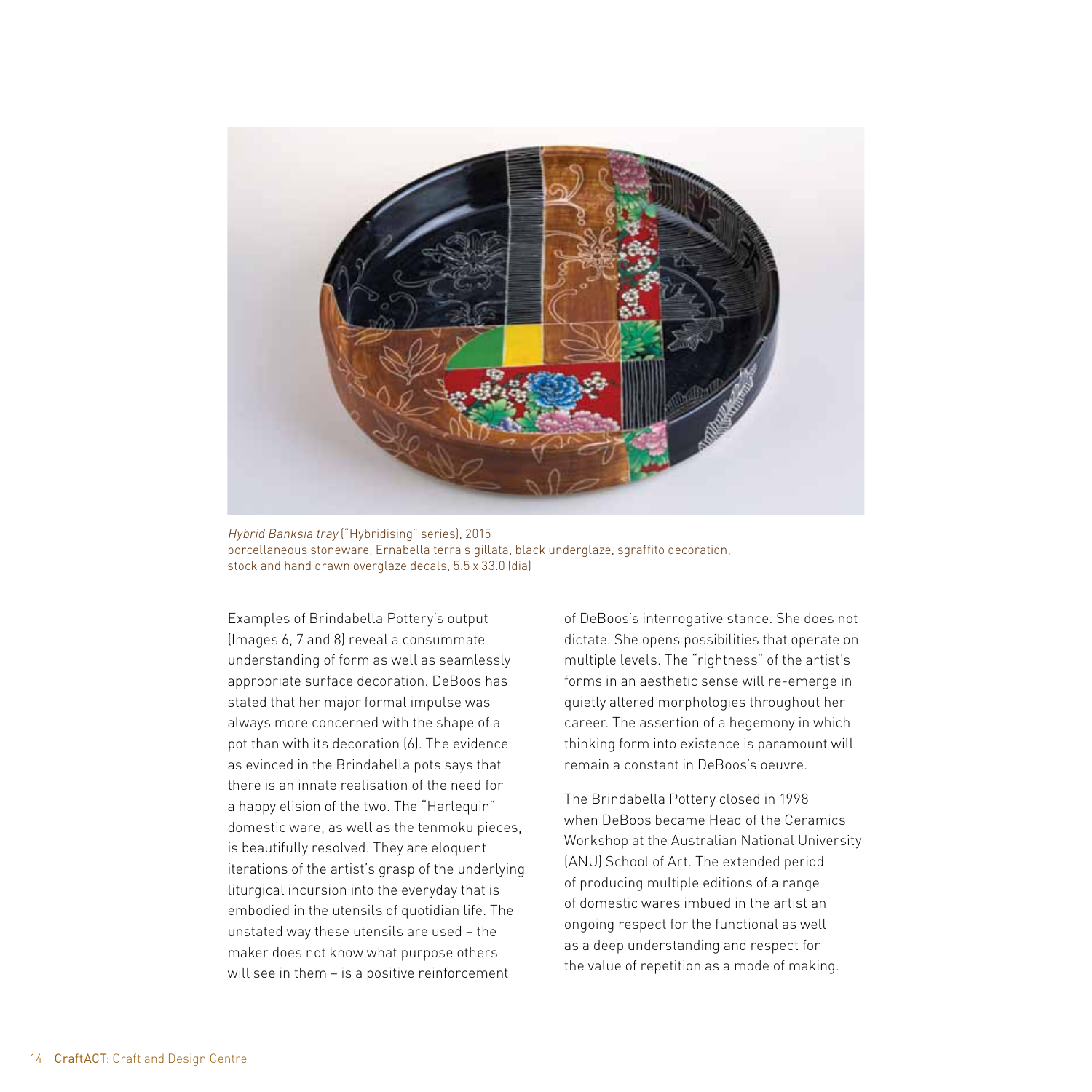*Hybrid Banksia tray* ("Hybridising" series), 2015
porcellaneous stoneware, Ernabella terra sigillata, black underglaze, sgraffito decoration, stock and hand drawn overglaze decals, 5.5 x 33.0 (dia)

Examples of Brindabella Pottery's output (Images 6, 7 and 8) reveal a consummate understanding of form as well as seamlessly appropriate surface decoration. DeBoos has stated that her major formal impulse was always more concerned with the shape of a pot than with its decoration (6). The evidence as evinced in the Brindabella pots says that there is an innate realisation of the need for a happy elision of the two. The "Harlequin" domestic ware, as well as the tenmoku pieces, is beautifully resolved. They are eloquent iterations of the artist's grasp of the underlying liturgical incursion into the everyday that is embodied in the utensils of quotidian life. The unstated way these utensils are used – the maker does not know what purpose others will see in them – is a positive reinforcement of DeBoos's interrogative stance. She does not dictate. She opens possibilities that operate on multiple levels. The "rightness" of the artist's forms in an aesthetic sense will re-emerge in quietly altered morphologies throughout her career. The assertion of a hegemony in which thinking form into existence is paramount will remain a constant in DeBoos's oeuvre.

The Brindabella Pottery closed in 1998 when DeBoos became Head of the Ceramics Workshop at the Australian National University (ANU) School of Art. The extended period of producing multiple editions of a range of domestic wares imbued in the artist an ongoing respect for the functional as well as a deep understanding and respect for the value of repetition as a mode of making.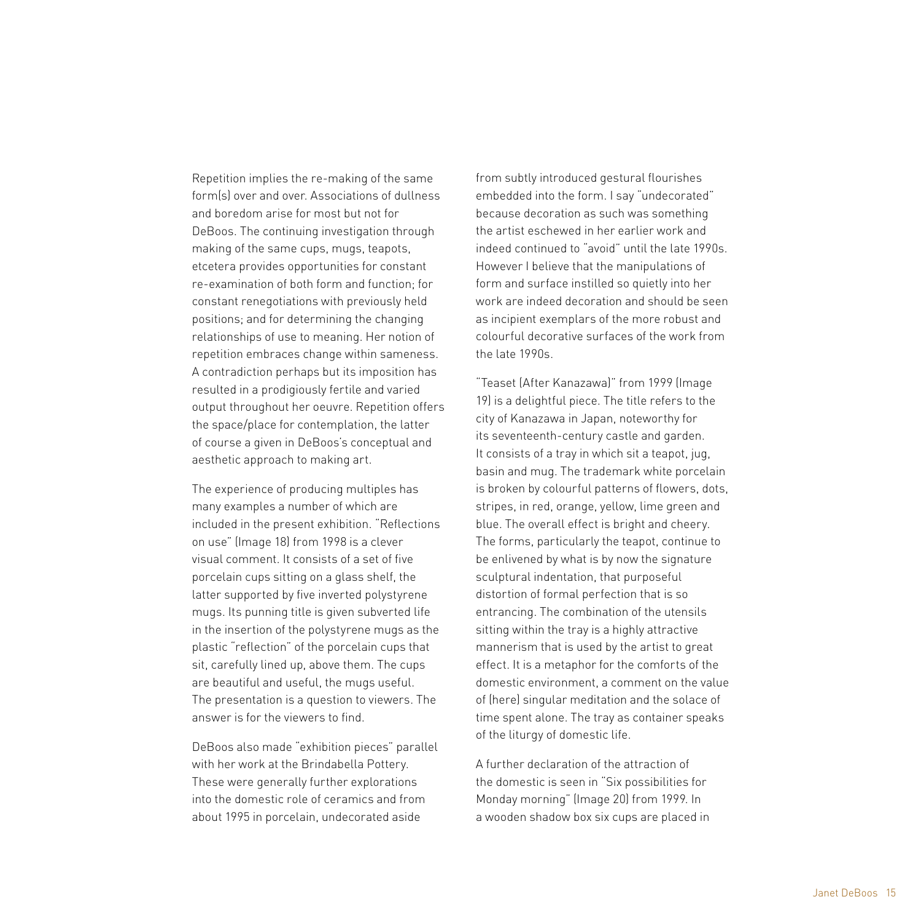Repetition implies the re-making of the same form(s) over and over. Associations of dullness and boredom arise for most but not for DeBoos. The continuing investigation through making of the same cups, mugs, teapots, etcetera provides opportunities for constant re-examination of both form and function; for constant renegotiations with previously held positions; and for determining the changing relationships of use to meaning. Her notion of repetition embraces change within sameness. A contradiction perhaps but its imposition has resulted in a prodigiously fertile and varied output throughout her oeuvre. Repetition offers the space/place for contemplation, the latter of course a given in DeBoos's conceptual and aesthetic approach to making art.

The experience of producing multiples has many examples a number of which are included in the present exhibition. "Reflections on use" (Image 18) from 1998 is a clever visual comment. It consists of a set of five porcelain cups sitting on a glass shelf, the latter supported by five inverted polystyrene mugs. Its punning title is given subverted life in the insertion of the polystyrene mugs as the plastic "reflection" of the porcelain cups that sit, carefully lined up, above them. The cups are beautiful and useful, the mugs useful. The presentation is a question to viewers. The answer is for the viewers to find.

DeBoos also made "exhibition pieces" parallel with her work at the Brindabella Pottery. These were generally further explorations into the domestic role of ceramics and from about 1995 in porcelain, undecorated aside from subtly introduced gestural flourishes embedded into the form. I say "undecorated" because decoration as such was something the artist eschewed in her earlier work and indeed continued to "avoid" until the late 1990s. However I believe that the manipulations of form and surface instilled so quietly into her work are indeed decoration and should be seen as incipient exemplars of the more robust and colourful decorative surfaces of the work from the late 1990s.

"Teaset (After Kanazawa)" from 1999 (Image 19) is a delightful piece. The title refers to the city of Kanazawa in Japan, noteworthy for its seventeenth-century castle and garden. It consists of a tray in which sit a teapot, jug, basin and mug. The trademark white porcelain is broken by colourful patterns of flowers, dots, stripes, in red, orange, yellow, lime green and blue. The overall effect is bright and cheery. The forms, particularly the teapot, continue to be enlivened by what is by now the signature sculptural indentation, that purposeful distortion of formal perfection that is so entrancing. The combination of the utensils sitting within the tray is a highly attractive mannerism that is used by the artist to great effect. It is a metaphor for the comforts of the domestic environment, a comment on the value of (here) singular meditation and the solace of time spent alone. The tray as container speaks of the liturgy of domestic life.

A further declaration of the attraction of the domestic is seen in "Six possibilities for Monday morning" (Image 20) from 1999. In a wooden shadow box six cups are placed in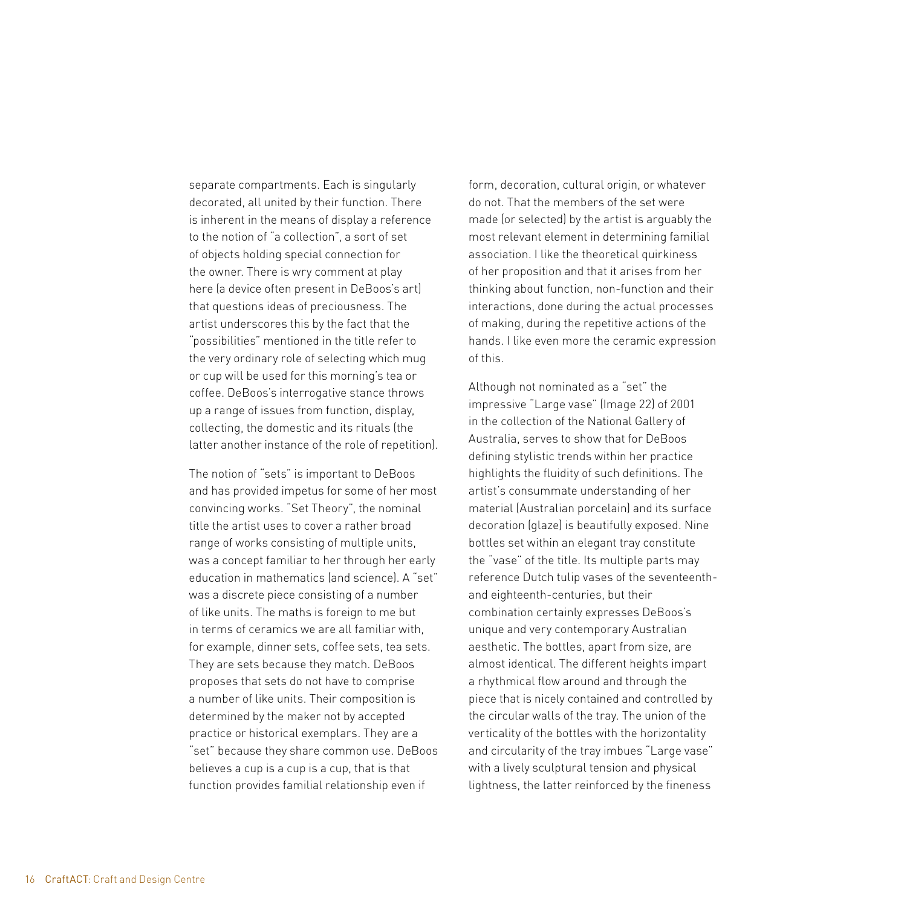separate compartments. Each is singularly decorated, all united by their function. There is inherent in the means of display a reference to the notion of "a collection", a sort of set of objects holding special connection for the owner. There is wry comment at play here (a device often present in DeBoos's art) that questions ideas of preciousness. The artist underscores this by the fact that the "possibilities" mentioned in the title refer to the very ordinary role of selecting which mug or cup will be used for this morning's tea or coffee. DeBoos's interrogative stance throws up a range of issues from function, display, collecting, the domestic and its rituals (the latter another instance of the role of repetition).

The notion of "sets" is important to DeBoos and has provided impetus for some of her most convincing works. "Set Theory", the nominal title the artist uses to cover a rather broad range of works consisting of multiple units, was a concept familiar to her through her early education in mathematics (and science). A "set" was a discrete piece consisting of a number of like units. The maths is foreign to me but in terms of ceramics we are all familiar with, for example, dinner sets, coffee sets, tea sets. They are sets because they match. DeBoos proposes that sets do not have to comprise a number of like units. Their composition is determined by the maker not by accepted practice or historical exemplars. They are a "set" because they share common use. DeBoos believes a cup is a cup is a cup, that is that function provides familial relationship even if form, decoration, cultural origin, or whatever do not. That the members of the set were made (or selected) by the artist is arguably the most relevant element in determining familial association. I like the theoretical quirkiness of her proposition and that it arises from her thinking about function, non-function and their interactions, done during the actual processes of making, during the repetitive actions of the hands. I like even more the ceramic expression of this.

Although not nominated as a "set" the impressive "Large vase" (Image 22) of 2001 in the collection of the National Gallery of Australia, serves to show that for DeBoos defining stylistic trends within her practice highlights the fluidity of such definitions. The artist's consummate understanding of her material (Australian porcelain) and its surface decoration (glaze) is beautifully exposed. Nine bottles set within an elegant tray constitute the "vase" of the title. Its multiple parts may reference Dutch tulip vases of the seventeenth- and eighteenth-centuries, but their combination certainly expresses DeBoos's unique and very contemporary Australian aesthetic. The bottles, apart from size, are almost identical. The different heights impart a rhythmical flow around and through the piece that is nicely contained and controlled by the circular walls of the tray. The union of the verticality of the bottles with the horizontality and circularity of the tray imbues "Large vase" with a lively sculptural tension and physical lightness, the latter reinforced by the fineness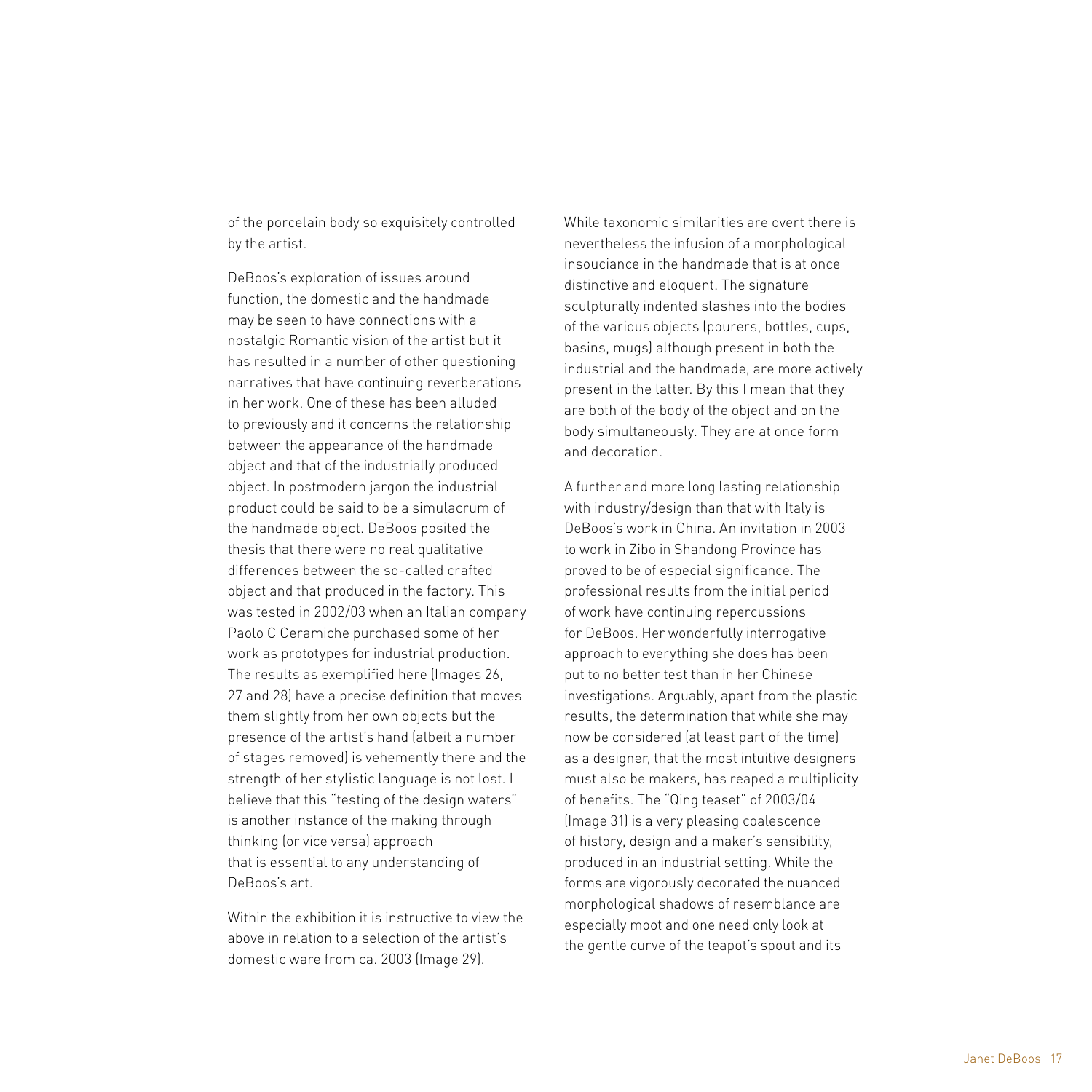of the porcelain body so exquisitely controlled by the artist.

DeBoos's exploration of issues around function, the domestic and the handmade may be seen to have connections with a nostalgic Romantic vision of the artist but it has resulted in a number of other questioning narratives that have continuing reverberations in her work. One of these has been alluded to previously and it concerns the relationship between the appearance of the handmade object and that of the industrially produced object. In postmodern jargon the industrial product could be said to be a simulacrum of the handmade object. DeBoos posited the thesis that there were no real qualitative differences between the so-called crafted object and that produced in the factory. This was tested in 2002/03 when an Italian company Paolo C Ceramiche purchased some of her work as prototypes for industrial production. The results as exemplified here (Images 26, 27 and 28) have a precise definition that moves them slightly from her own objects but the presence of the artist's hand (albeit a number of stages removed) is vehemently there and the strength of her stylistic language is not lost. I believe that this "testing of the design waters" is another instance of the making through thinking (or vice versa) approach that is essential to any understanding of DeBoos's art.

Within the exhibition it is instructive to view the above in relation to a selection of the artist's domestic ware from ca. 2003 (Image 29).

While taxonomic similarities are overt there is nevertheless the infusion of a morphological insouciance in the handmade that is at once distinctive and eloquent. The signature sculpturally indented slashes into the bodies of the various objects (pourers, bottles, cups, basins, mugs) although present in both the industrial and the handmade, are more actively present in the latter. By this I mean that they are both of the body of the object and on the body simultaneously. They are at once form and decoration.

A further and more long lasting relationship with industry/design than that with Italy is DeBoos's work in China. An invitation in 2003 to work in Zibo in Shandong Province has proved to be of especial significance. The professional results from the initial period of work have continuing repercussions for DeBoos. Her wonderfully interrogative approach to everything she does has been put to no better test than in her Chinese investigations. Arguably, apart from the plastic results, the determination that while she may now be considered (at least part of the time) as a designer, that the most intuitive designers must also be makers, has reaped a multiplicity of benefits. The "Qing teaset" of 2003/04 (Image 31) is a very pleasing coalescence of history, design and a maker's sensibility, produced in an industrial setting. While the forms are vigorously decorated the nuanced morphological shadows of resemblance are especially moot and one need only look at the gentle curve of the teapot's spout and its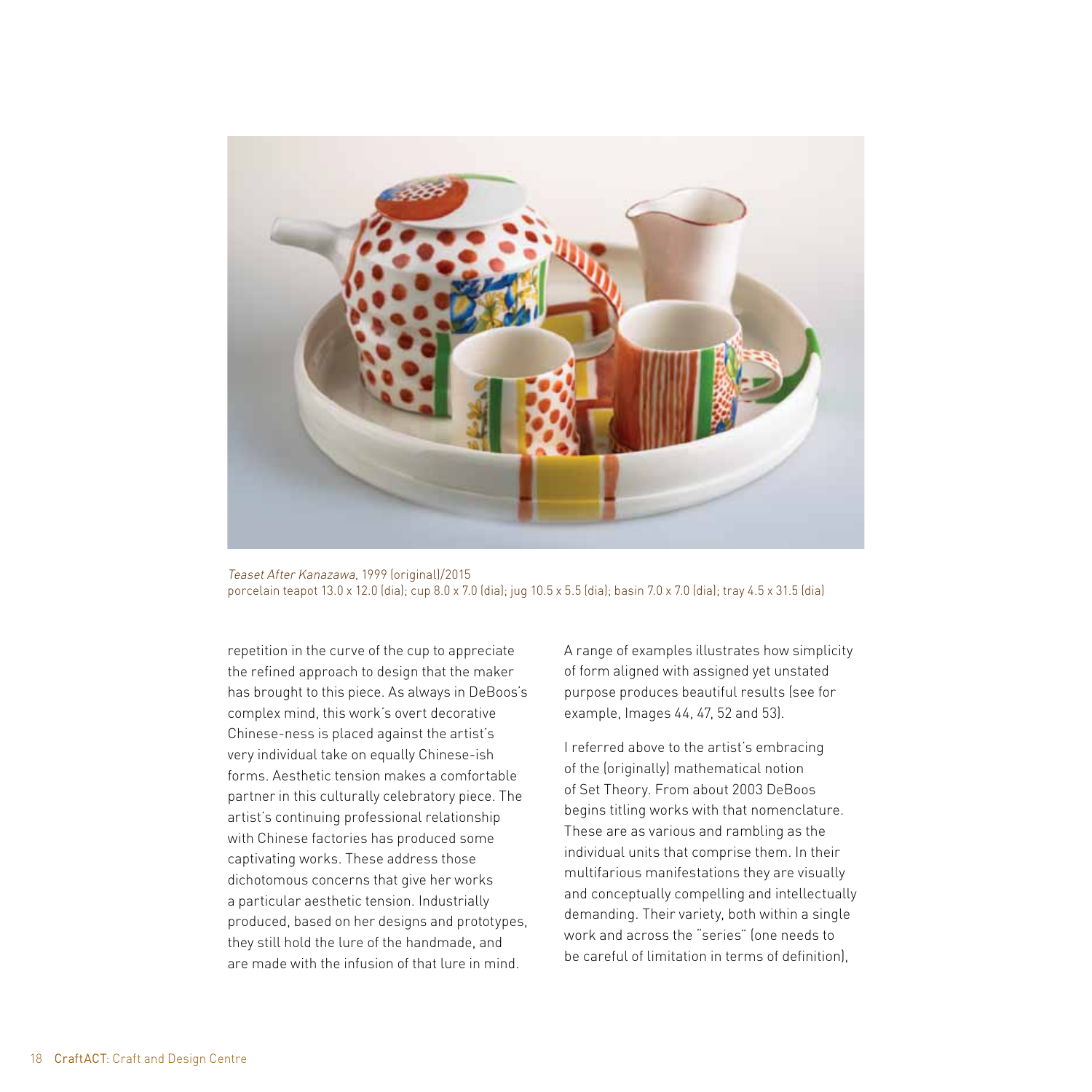*Teaset After Kanazawa*, 1999 (original)/2015
porcelain teapot 13.0 x 12.0 (dia); cup 8.0 x 7.0 (dia); jug 10.5 x 5.5 (dia); basin 7.0 x 7.0 (dia); tray 4.5 x 31.5 (dia)

repetition in the curve of the cup to appreciate the refined approach to design that the maker has brought to this piece. As always in DeBoos's complex mind, this work's overt decorative Chinese-ness is placed against the artist's very individual take on equally Chinese-ish forms. Aesthetic tension makes a comfortable partner in this culturally celebratory piece. The artist's continuing professional relationship with Chinese factories has produced some captivating works. These address those dichotomous concerns that give her works a particular aesthetic tension. Industrially produced, based on her designs and prototypes, they still hold the lure of the handmade, and are made with the infusion of that lure in mind.

A range of examples illustrates how simplicity of form aligned with assigned yet unstated purpose produces beautiful results (see for example, Images 44, 47, 52 and 53).

I referred above to the artist's embracing of the (originally) mathematical notion of Set Theory. From about 2003 DeBoos begins titling works with that nomenclature. These are as various and rambling as the individual units that comprise them. In their multifarious manifestations they are visually and conceptually compelling and intellectually demanding. Their variety, both within a single work and across the "series" (one needs to be careful of limitation in terms of definition),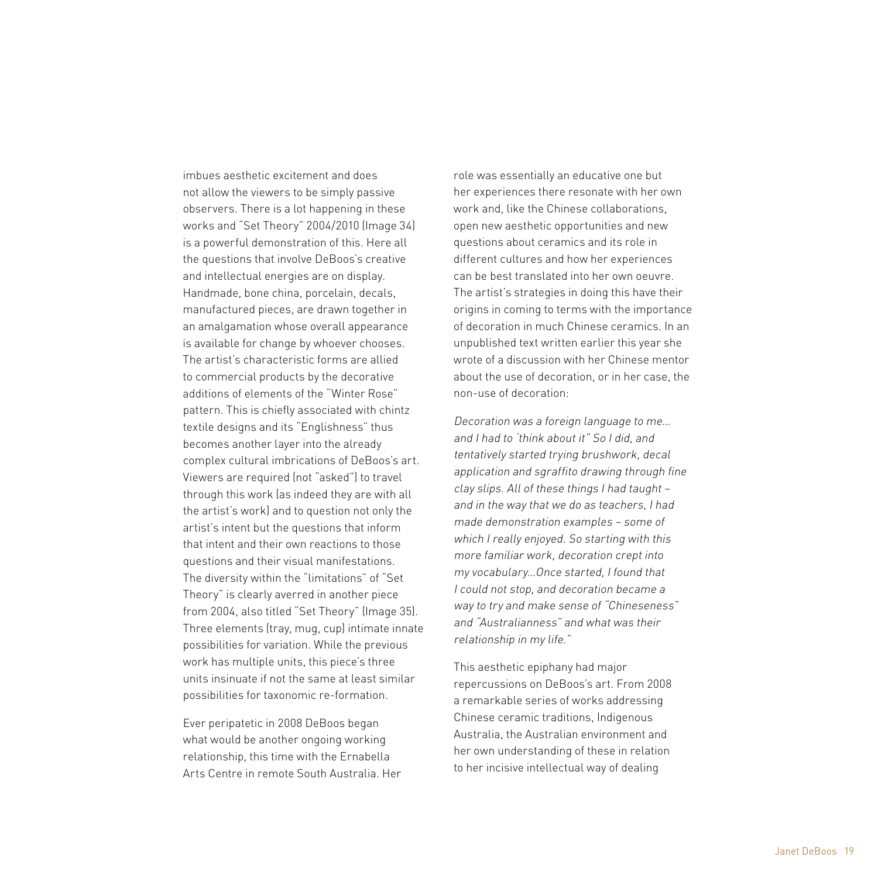imbues aesthetic excitement and does not allow the viewers to be simply passive observers. There is a lot happening in these works and "Set Theory" 2004/2010 (Image 34) is a powerful demonstration of this. Here all the questions that involve DeBoos's creative and intellectual energies are on display. Handmade, bone china, porcelain, decals, manufactured pieces, are drawn together in an amalgamation whose overall appearance is available for change by whoever chooses. The artist's characteristic forms are allied to commercial products by the decorative additions of elements of the "Winter Rose" pattern. This is chiefly associated with chintz textile designs and its "Englishness" thus becomes another layer into the already complex cultural imbrications of DeBoos's art. Viewers are required (not "asked") to travel through this work (as indeed they are with all the artist's work) and to question not only the artist's intent but the questions that inform that intent and their own reactions to those questions and their visual manifestations. The diversity within the "limitations" of "Set Theory" is clearly averred in another piece from 2004, also titled "Set Theory" (Image 35). Three elements (tray, mug, cup) intimate innate possibilities for variation. While the previous work has multiple units, this piece's three units insinuate if not the same at least similar possibilities for taxonomic re-formation.

Ever peripatetic in 2008 DeBoos began what would be another ongoing working relationship, this time with the Ernabella Arts Centre in remote South Australia. Her role was essentially an educative one but her experiences there resonate with her own work and, like the Chinese collaborations, open new aesthetic opportunities and new questions about ceramics and its role in different cultures and how her experiences can be best translated into her own oeuvre. The artist's strategies in doing this have their origins in coming to terms with the importance of decoration in much Chinese ceramics. In an unpublished text written earlier this year she wrote of a discussion with her Chinese mentor about the use of decoration, or in her case, the non-use of decoration:

*Decoration was a foreign language to me… and I had to 'think about it" So I did, and tentatively started trying brushwork, decal application and sgraffito drawing through fine clay slips. All of these things I had taught – and in the way that we do as teachers, I had made demonstration examples – some of which I really enjoyed. So starting with this more familiar work, decoration crept into my vocabulary…Once started, I found that I could not stop, and decoration became a way to try and make sense of "Chineseness" and "Australianness" and what was their relationship in my life."*

This aesthetic epiphany had major repercussions on DeBoos's art. From 2008 a remarkable series of works addressing Chinese ceramic traditions, Indigenous Australia, the Australian environment and her own understanding of these in relation to her incisive intellectual way of dealing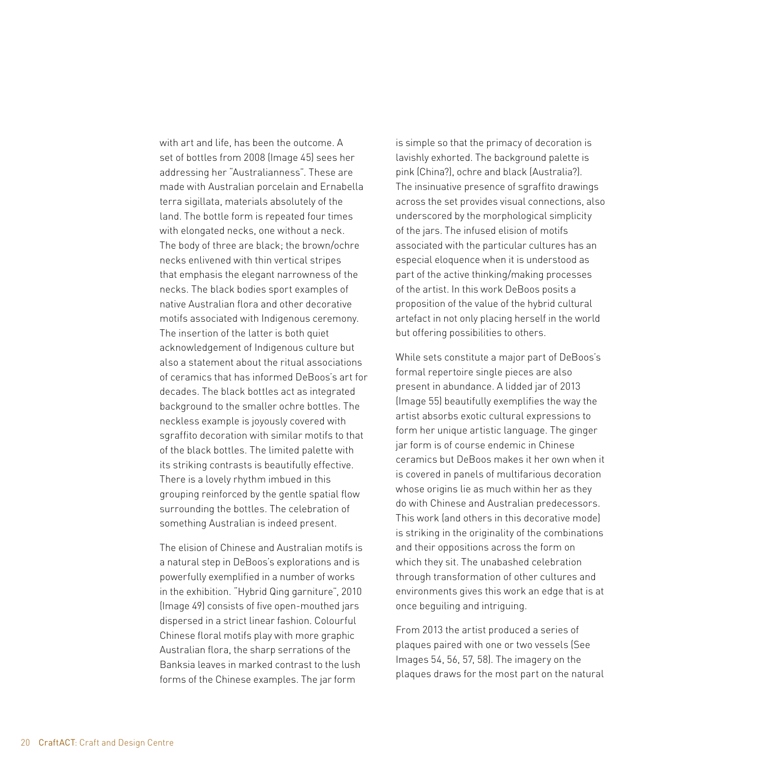with art and life, has been the outcome. A set of bottles from 2008 (Image 45) sees her addressing her "Australianness". These are made with Australian porcelain and Ernabella terra sigillata, materials absolutely of the land. The bottle form is repeated four times with elongated necks, one without a neck. The body of three are black; the brown/ochre necks enlivened with thin vertical stripes that emphasis the elegant narrowness of the necks. The black bodies sport examples of native Australian flora and other decorative motifs associated with Indigenous ceremony. The insertion of the latter is both quiet acknowledgement of Indigenous culture but also a statement about the ritual associations of ceramics that has informed DeBoos's art for decades. The black bottles act as integrated background to the smaller ochre bottles. The neckless example is joyously covered with sgraffito decoration with similar motifs to that of the black bottles. The limited palette with its striking contrasts is beautifully effective. There is a lovely rhythm imbued in this grouping reinforced by the gentle spatial flow surrounding the bottles. The celebration of something Australian is indeed present.

The elision of Chinese and Australian motifs is a natural step in DeBoos's explorations and is powerfully exemplified in a number of works in the exhibition. "Hybrid Qing garniture", 2010 (Image 49) consists of five open-mouthed jars dispersed in a strict linear fashion. Colourful Chinese floral motifs play with more graphic Australian flora, the sharp serrations of the Banksia leaves in marked contrast to the lush forms of the Chinese examples. The jar form is simple so that the primacy of decoration is lavishly exhorted. The background palette is pink (China?), ochre and black (Australia?). The insinuative presence of sgraffito drawings across the set provides visual connections, also underscored by the morphological simplicity of the jars. The infused elision of motifs associated with the particular cultures has an especial eloquence when it is understood as part of the active thinking/making processes of the artist. In this work DeBoos posits a proposition of the value of the hybrid cultural artefact in not only placing herself in the world but offering possibilities to others.

While sets constitute a major part of DeBoos's formal repertoire single pieces are also present in abundance. A lidded jar of 2013 (Image 55) beautifully exemplifies the way the artist absorbs exotic cultural expressions to form her unique artistic language. The ginger jar form is of course endemic in Chinese ceramics but DeBoos makes it her own when it is covered in panels of multifarious decoration whose origins lie as much within her as they do with Chinese and Australian predecessors. This work (and others in this decorative mode) is striking in the originality of the combinations and their oppositions across the form on which they sit. The unabashed celebration through transformation of other cultures and environments gives this work an edge that is at once beguiling and intriguing.

From 2013 the artist produced a series of plaques paired with one or two vessels (See Images 54, 56, 57, 58). The imagery on the plaques draws for the most part on the natural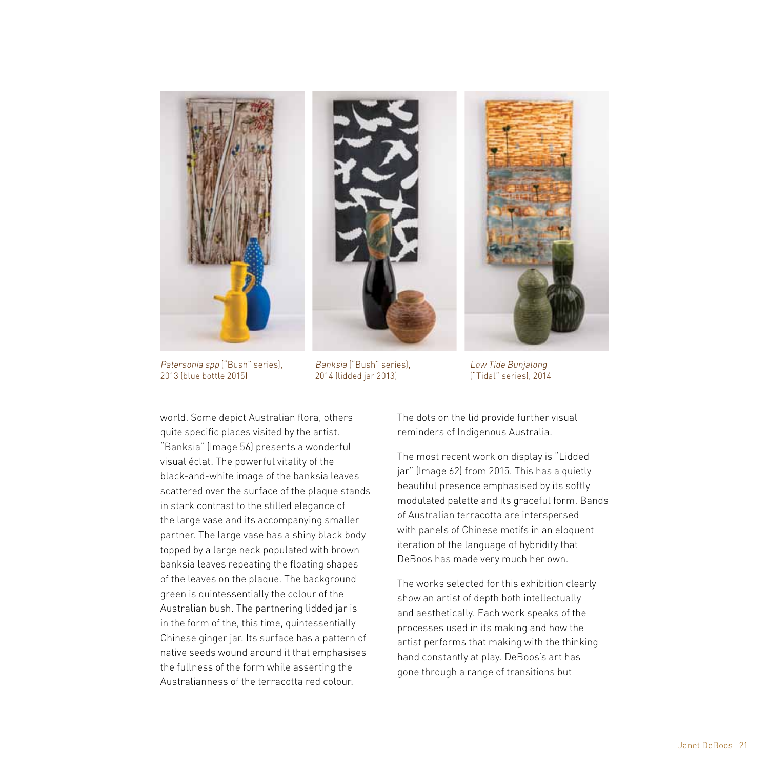*Patersonia spp* ("Bush" series), 2013 (blue bottle 2015)

*Banksia* ("Bush" series), 2014 (lidded jar 2013)

*Low Tide Bunjalong* ("Tidal" series), 2014

world. Some depict Australian flora, others quite specific places visited by the artist. "Banksia" (Image 56) presents a wonderful visual éclat. The powerful vitality of the black-and-white image of the banksia leaves scattered over the surface of the plaque stands in stark contrast to the stilled elegance of the large vase and its accompanying smaller partner. The large vase has a shiny black body topped by a large neck populated with brown banksia leaves repeating the floating shapes of the leaves on the plaque. The background green is quintessentially the colour of the Australian bush. The partnering lidded jar is in the form of the, this time, quintessentially Chinese ginger jar. Its surface has a pattern of native seeds wound around it that emphasises the fullness of the form while asserting the Australianness of the terracotta red colour. The dots on the lid provide further visual reminders of Indigenous Australia.

The most recent work on display is "Lidded jar" (Image 62) from 2015. This has a quietly beautiful presence emphasised by its softly modulated palette and its graceful form. Bands of Australian terracotta are interspersed with panels of Chinese motifs in an eloquent iteration of the language of hybridity that DeBoos has made very much her own.

The works selected for this exhibition clearly show an artist of depth both intellectually and aesthetically. Each work speaks of the processes used in its making and how the artist performs that making with the thinking hand constantly at play. DeBoos's art has gone through a range of transitions but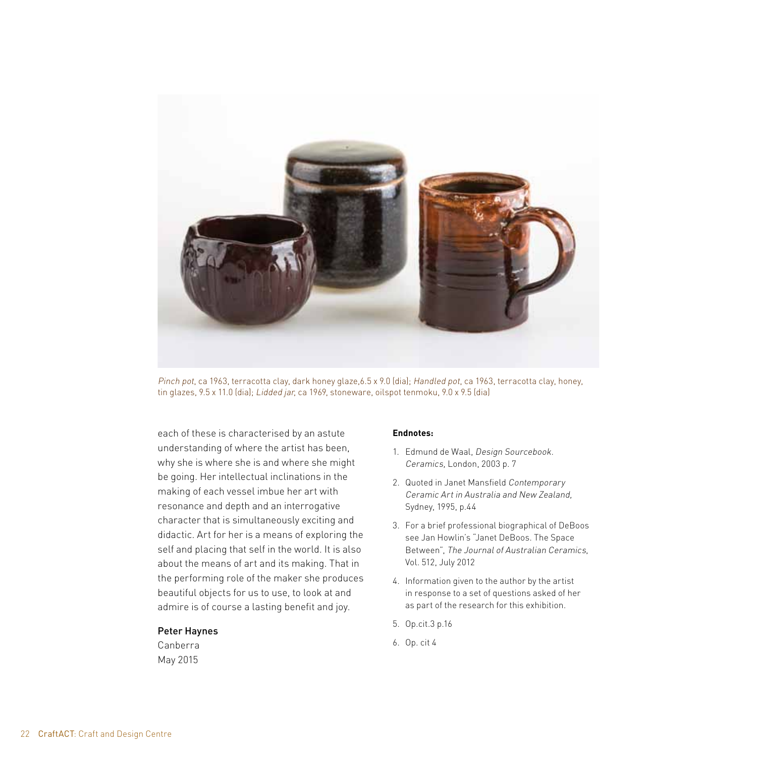*Pinch pot*, ca 1963, terracotta clay, dark honey glaze,6.5 x 9.0 (dia); *Handled pot*, ca 1963, terracotta clay, honey, tin glazes, 9.5 x 11.0 (dia); *Lidded jar*, ca 1969, stoneware, oilspot tenmoku, 9.0 x 9.5 (dia)

each of these is characterised by an astute understanding of where the artist has been, why she is where she is and where she might be going. Her intellectual inclinations in the making of each vessel imbue her art with resonance and depth and an interrogative character that is simultaneously exciting and didactic. Art for her is a means of exploring the self and placing that self in the world. It is also about the means of art and its making. That in the performing role of the maker she produces beautiful objects for us to use, to look at and admire is of course a lasting benefit and joy.

Peter Haynes
Canberra
May 2015

**Endnotes:**

1. Edmund de Waal, *Design Sourcebook. Ceramics,* London, 2003 p. 7
2. Quoted in Janet Mansfield *Contemporary Ceramic Art in Australia and New Zealand,* Sydney, 1995, p.44
3. For a brief professional biographical of DeBoos see Jan Howlin's "Janet DeBoos. The Space Between", *The Journal of Australian Ceramics*, Vol. 512, July 2012
4. Information given to the author by the artist in response to a set of questions asked of her as part of the research for this exhibition.
5. Op.cit.3 p.16
6. Op. cit 4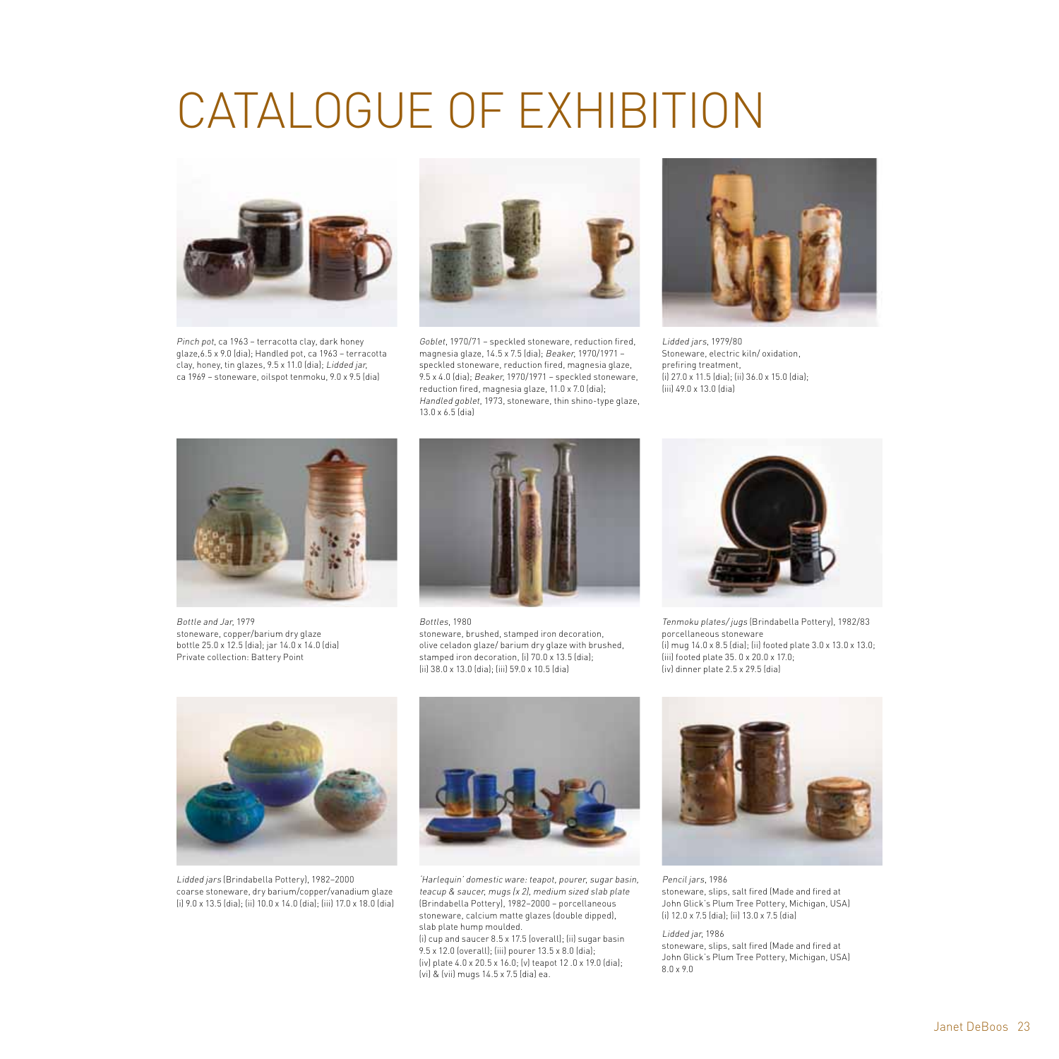# CATALOGUE OF EXHIBITION

*Pinch pot*, ca 1963 – terracotta clay, dark honey glaze,6.5 x 9.0 (dia); Handled pot, ca 1963 – terracotta clay, honey, tin glazes, 9.5 x 11.0 (dia); *Lidded jar*, ca 1969 – stoneware, oilspot tenmoku, 9.0 x 9.5 (dia)

*Goblet*, 1970/71 – speckled stoneware, reduction fired, magnesia glaze, 14.5 x 7.5 (dia); *Beaker*, 1970/1971 – speckled stoneware, reduction fired, magnesia glaze, 9.5 x 4.0 (dia); *Beaker*, 1970/1971 – speckled stoneware, reduction fired, magnesia glaze, 11.0 x 7.0 (dia); *Handled goblet*, 1973, stoneware, thin shino-type glaze, 13.0 x 6.5 (dia)

*Lidded jars*, 1979/80
Stoneware, electric kiln/ oxidation, prefiring treatment,
(i) 27.0 x 11.5 (dia); (ii) 36.0 x 15.0 (dia); (iii) 49.0 x 13.0 (dia)

*Bottle and Jar*, 1979
stoneware, copper/barium dry glaze
bottle 25.0 x 12.5 (dia); jar 14.0 x 14.0 (dia)
Private collection: Battery Point

*Bottles*, 1980
stoneware, brushed, stamped iron decoration, olive celadon glaze/ barium dry glaze with brushed, stamped iron decoration, (i) 70.0 x 13.5 (dia); (ii) 38.0 x 13.0 (dia); (iii) 59.0 x 10.5 (dia)

*Tenmoku plates/ jugs* (Brindabella Pottery), 1982/83
porcellaneous stoneware
(i) mug 14.0 x 8.5 (dia); (ii) footed plate 3.0 x 13.0 x 13.0; (iii) footed plate 35. 0 x 20.0 x 17.0;
(iv) dinner plate 2.5 x 29.5 (dia)

*Lidded jars* (Brindabella Pottery), 1982–2000
coarse stoneware, dry barium/copper/vanadium glaze
(i) 9.0 x 13.5 (dia); (ii) 10.0 x 14.0 (dia); (iii) 17.0 x 18.0 (dia)

*'Harlequin' domestic ware: teapot, pourer, sugar basin, teacup & saucer, mugs (x 2), medium sized slab plate* (Brindabella Pottery), 1982–2000 – porcellaneous stoneware, calcium matte glazes (double dipped), slab plate hump moulded.
(i) cup and saucer 8.5 x 17.5 (overall); (ii) sugar basin 9.5 x 12.0 (overall); (iii) pourer 13.5 x 8.0 (dia); (iv) plate 4.0 x 20.5 x 16.0; (v) teapot 12 .0 x 19.0 (dia); (vi) & (vii) mugs 14.5 x 7.5 (dia) ea.

*Pencil jars*, 1986
stoneware, slips, salt fired (Made and fired at John Glick's Plum Tree Pottery, Michigan, USA)
(i) 12.0 x 7.5 (dia); (ii) 13.0 x 7.5 (dia)

*Lidded jar*, 1986
stoneware, slips, salt fired (Made and fired at John Glick's Plum Tree Pottery, Michigan, USA)
8.0 x 9.0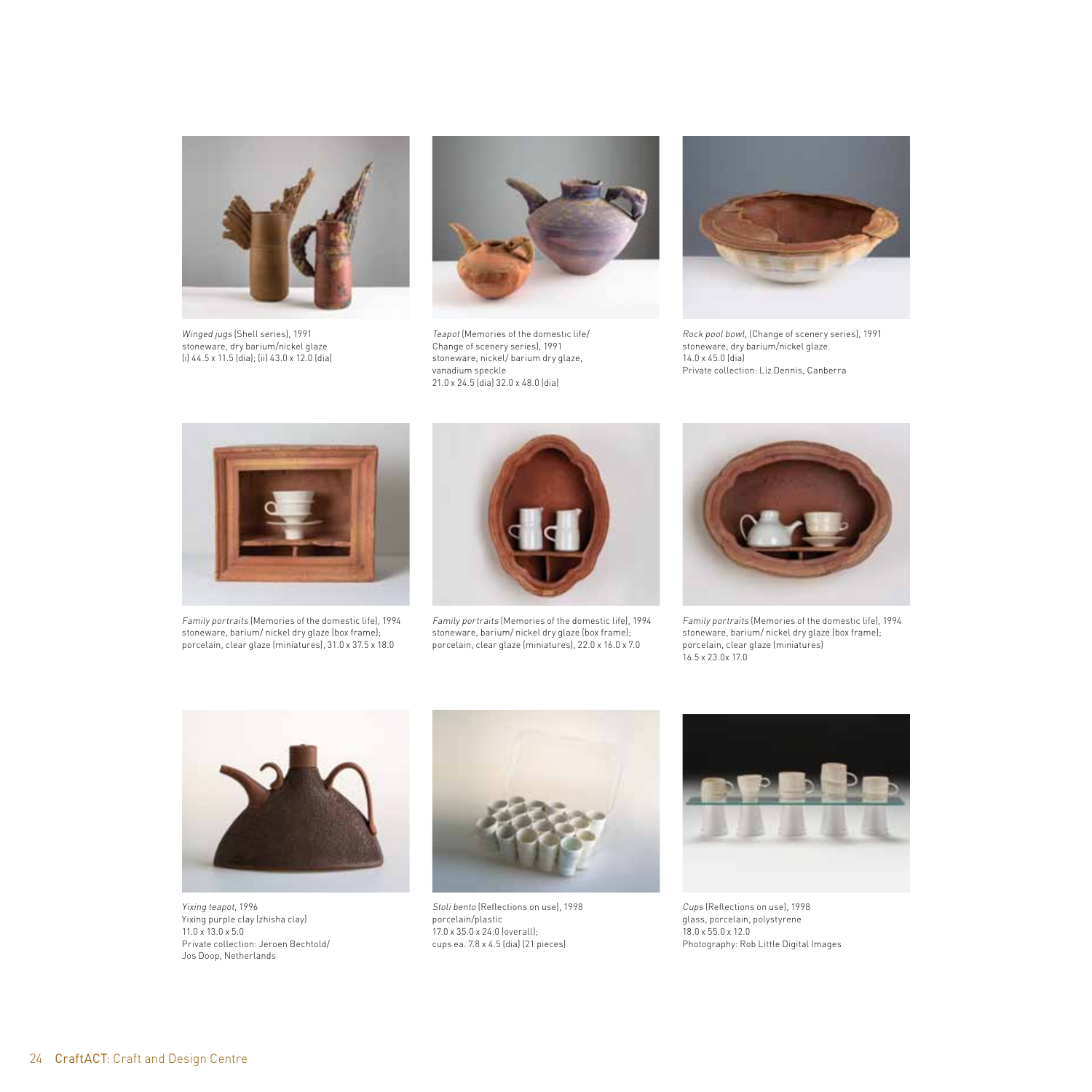*Winged jugs* (Shell series), 1991
stoneware, dry barium/nickel glaze
(i) 44.5 x 11.5 (dia); (ii) 43.0 x 12.0 (dia)

*Teapot* (Memories of the domestic life/
Change of scenery series), 1991
stoneware, nickel/ barium dry glaze,
vanadium speckle
21.0 x 24.5 (dia) 32.0 x 48.0 (dia)

*Rock pool bowl*, (Change of scenery series), 1991
stoneware, dry barium/nickel glaze.
14.0 x 45.0 (dia)
Private collection: Liz Dennis, Canberra

*Family portraits* (Memories of the domestic life), 1994
stoneware, barium/ nickel dry glaze (box frame);
porcelain, clear glaze (miniatures), 31.0 x 37.5 x 18.0

*Family portraits* (Memories of the domestic life), 1994
stoneware, barium/ nickel dry glaze (box frame);
porcelain, clear glaze (miniatures), 22.0 x 16.0 x 7.0

*Family portraits* (Memories of the domestic life), 1994
stoneware, barium/ nickel dry glaze (box frame);
porcelain, clear glaze (miniatures)
16.5 x 23.0x 17.0

*Yixing teapot*, 1996
Yixing purple clay (zhisha clay)
11.0 x 13.0 x 5.0
Private collection: Jeroen Bechtold/
Jos Doop, Netherlands

*Stoli bento* (Reflections on use), 1998
porcelain/plastic
17.0 x 35.0 x 24.0 (overall);
cups ea. 7.8 x 4.5 (dia) (21 pieces)

*Cups* (Reflections on use), 1998
glass, porcelain, polystyrene
18.0 x 55.0 x 12.0
Photography: Rob Little Digital Images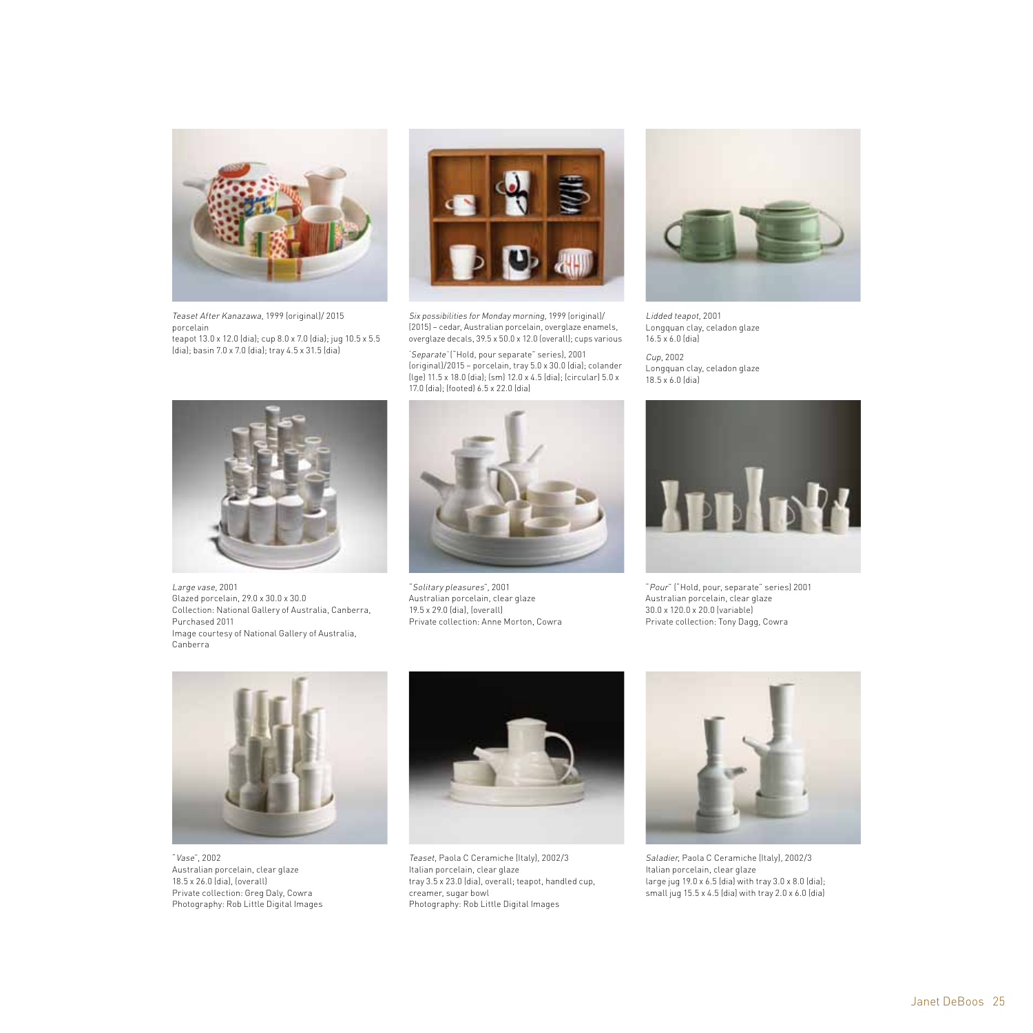*Teaset After Kanazawa*, 1999 (original)/ 2015
porcelain
teapot 13.0 x 12.0 (dia); cup 8.0 x 7.0 (dia); jug 10.5 x 5.5 (dia); basin 7.0 x 7.0 (dia); tray 4.5 x 31.5 (dia)

*Six possibilities for Monday morning*, 1999 (original)/ (2015) – cedar, Australian porcelain, overglaze enamels, overglaze decals, 39.5 x 50.0 x 12.0 (overall); cups various

'*Separate*' ("Hold, pour separate" series), 2001 (original)/2015 – porcelain, tray 5.0 x 30.0 (dia); colander (lge) 11.5 x 18.0 (dia); (sm) 12.0 x 4.5 (dia); (circular) 5.0 x 17.0 (dia); (footed) 6.5 x 22.0 (dia)

*Lidded teapot*, 2001
Longquan clay, celadon glaze
16.5 x 6.0 (dia)

*Cup*, 2002
Longquan clay, celadon glaze
18.5 x 6.0 (dia)

*Large vase*, 2001
Glazed porcelain, 29.0 x 30.0 x 30.0
Collection: National Gallery of Australia, Canberra, Purchased 2011
Image courtesy of National Gallery of Australia, Canberra

"*Solitary pleasures*", 2001
Australian porcelain, clear glaze
19.5 x 29.0 (dia), (overall)
Private collection: Anne Morton, Cowra

"*Pour*" ("Hold, pour, separate" series) 2001
Australian porcelain, clear glaze
30.0 x 120.0 x 20.0 (variable)
Private collection: Tony Dagg, Cowra

"*Vase*", 2002
Australian porcelain, clear glaze
18.5 x 26.0 (dia), (overall)
Private collection: Greg Daly, Cowra
Photography: Rob Little Digital Images

*Teaset*, Paola C Ceramiche (Italy), 2002/3
Italian porcelain, clear glaze
tray 3.5 x 23.0 (dia), overall; teapot, handled cup, creamer, sugar bowl
Photography: Rob Little Digital Images

*Saladier*, Paola C Ceramiche (Italy), 2002/3
Italian porcelain, clear glaze
large jug 19.0 x 6.5 (dia) with tray 3.0 x 8.0 (dia); small jug 15.5 x 4.5 (dia) with tray 2.0 x 6.0 (dia)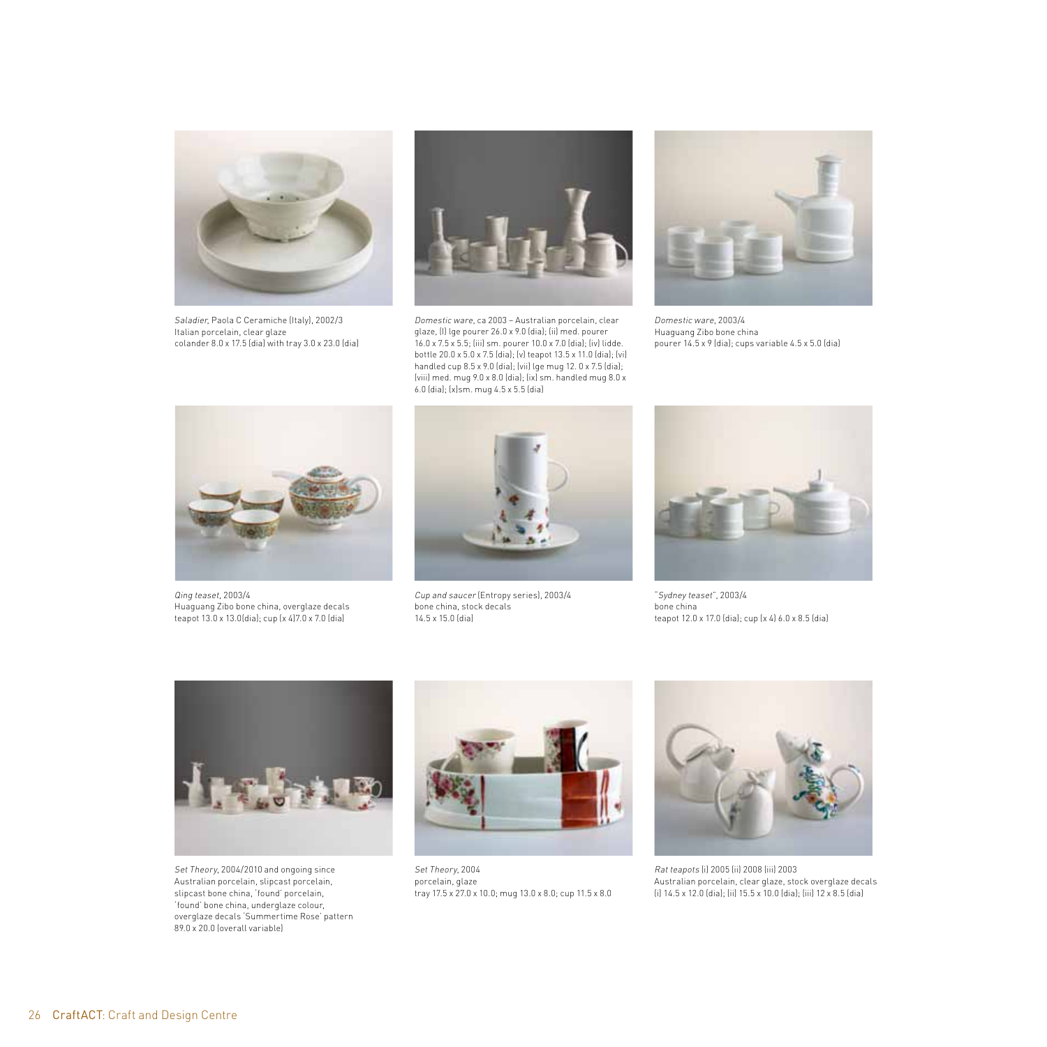*Saladier*, Paola C Ceramiche (Italy), 2002/3
Italian porcelain, clear glaze
colander 8.0 x 17.5 (dia) with tray 3.0 x 23.0 (dia)

*Domestic ware*, ca 2003 – Australian porcelain, clear glaze, (I) lge pourer 26.0 x 9.0 (dia); (ii) med. pourer 16.0 x 7.5 x 5.5; (iii) sm. pourer 10.0 x 7.0 (dia); (iv) lidde. bottle 20.0 x 5.0 x 7.5 (dia); (v) teapot 13.5 x 11.0 (dia); (vi) handled cup 8.5 x 9.0 (dia); (vii) lge mug 12. 0 x 7.5 (dia); (viii) med. mug 9.0 x 8.0 (dia); (ix) sm. handled mug 8.0 x 6.0 (dia); (x)sm. mug 4.5 x 5.5 (dia)

*Domestic ware*, 2003/4
Huaguang Zibo bone china
pourer 14.5 x 9 (dia); cups variable 4.5 x 5.0 (dia)

*Qing teaset*, 2003/4
Huaguang Zibo bone china, overglaze decals
teapot 13.0 x 13.0(dia); cup (x 4)7.0 x 7.0 (dia)

*Cup and saucer* (Entropy series), 2003/4
bone china, stock decals
14.5 x 15.0 (dia)

"*Sydney teaset*", 2003/4
bone china
teapot 12.0 x 17.0 (dia); cup (x 4) 6.0 x 8.5 (dia)

*Set Theory*, 2004/2010 and ongoing since
Australian porcelain, slipcast porcelain,
slipcast bone china, 'found' porcelain,
'found' bone china, underglaze colour,
overglaze decals 'Summertime Rose' pattern
89.0 x 20.0 (overall variable)

*Set Theory*, 2004
porcelain, glaze
tray 17.5 x 27.0 x 10.0; mug 13.0 x 8.0; cup 11.5 x 8.0

*Rat teapots* (i) 2005 (ii) 2008 (iii) 2003
Australian porcelain, clear glaze, stock overglaze decals
(i) 14.5 x 12.0 (dia); (ii) 15.5 x 10.0 (dia); (iii) 12 x 8.5 (dia)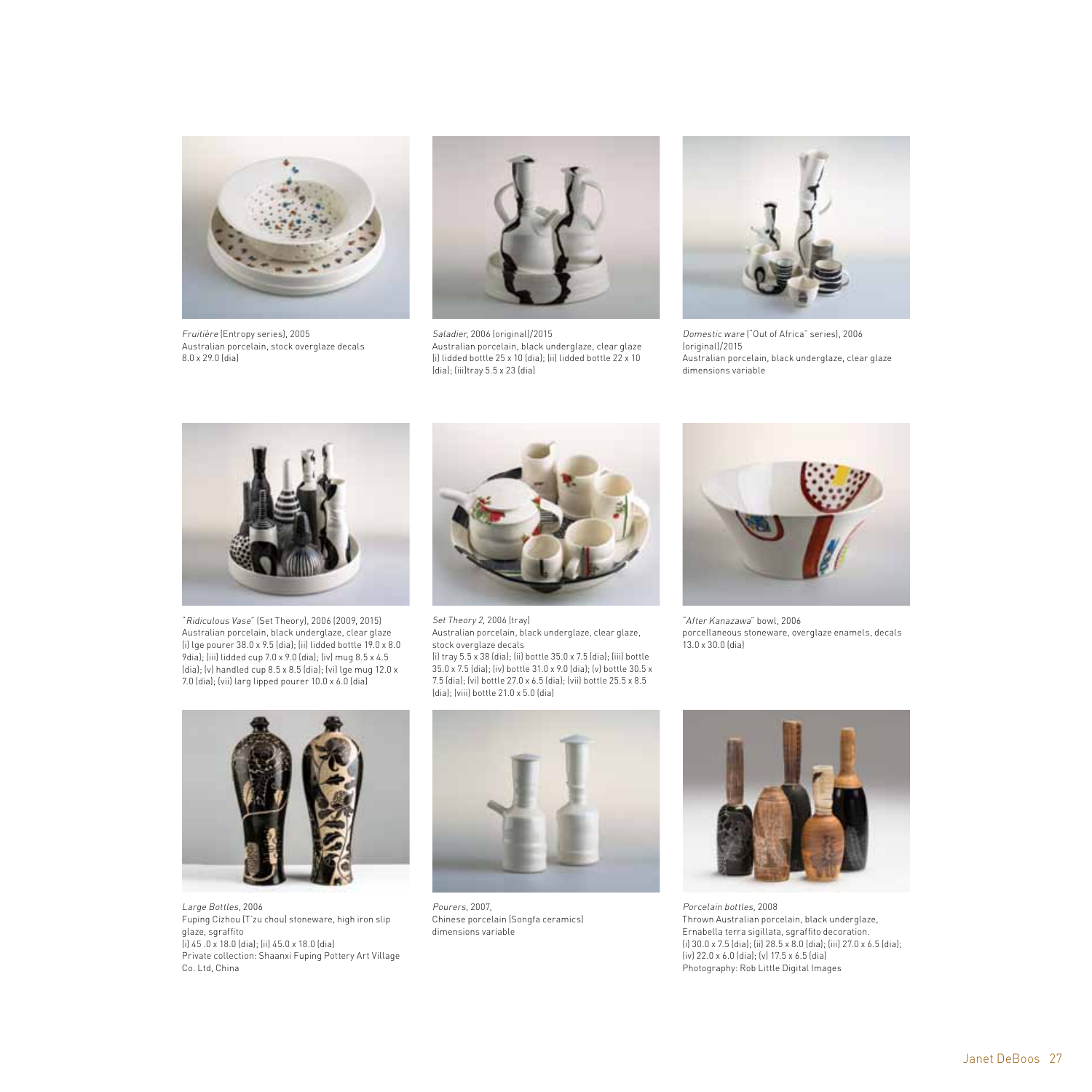*Fruitière* (Entropy series), 2005
Australian porcelain, stock overglaze decals
8.0 x 29.0 (dia)

*Saladier*, 2006 (original)/2015
Australian porcelain, black underglaze, clear glaze
(i) lidded bottle 25 x 10 (dia); (ii) lidded bottle 22 x 10 (dia); (iii)tray 5.5 x 23 (dia)

*Domestic ware* ("Out of Africa" series), 2006 (original)/2015
Australian porcelain, black underglaze, clear glaze
dimensions variable

"*Ridiculous Vase*" (Set Theory), 2006 (2009, 2015)
Australian porcelain, black underglaze, clear glaze
(i) lge pourer 38.0 x 9.5 (dia); (ii) lidded bottle 19.0 x 8.0 9dia); (iii) lidded cup 7.0 x 9.0 (dia); (iv) mug 8.5 x 4.5 (dia); (v) handled cup 8.5 x 8.5 (dia); (vi) lge mug 12.0 x 7.0 (dia); (vii) larg lipped pourer 10.0 x 6.0 (dia)

*Set Theory 2*, 2006 (tray)
Australian porcelain, black underglaze, clear glaze, stock overglaze decals
(i) tray 5.5 x 38 (dia); (ii) bottle 35.0 x 7.5 (dia); (iii) bottle 35.0 x 7.5 (dia); (iv) bottle 31.0 x 9.0 (dia); (v) bottle 30.5 x 7.5 (dia); (vi) bottle 27.0 x 6.5 (dia); (vii) bottle 25.5 x 8.5 (dia); (viii) bottle 21.0 x 5.0 (dia)

"*After Kanazawa*" bowl, 2006
porcellaneous stoneware, overglaze enamels, decals
13.0 x 30.0 (dia)

*Large Bottles*, 2006
Fuping Cizhou (T'zu chou) stoneware, high iron slip glaze, sgraffito
(i) 45 .0 x 18.0 (dia); (ii) 45.0 x 18.0 (dia)
Private collection: Shaanxi Fuping Pottery Art Village Co. Ltd, China

*Pourers*, 2007,
Chinese porcelain (Songfa ceramics)
dimensions variable

*Porcelain bottles*, 2008
Thrown Australian porcelain, black underglaze, Ernabella terra sigillata, sgraffito decoration.
(i) 30.0 x 7.5 (dia); (ii) 28.5 x 8.0 (dia); (iii) 27.0 x 6.5 (dia); (iv) 22.0 x 6.0 (dia); (v) 17.5 x 6.5 (dia)
Photography: Rob Little Digital Images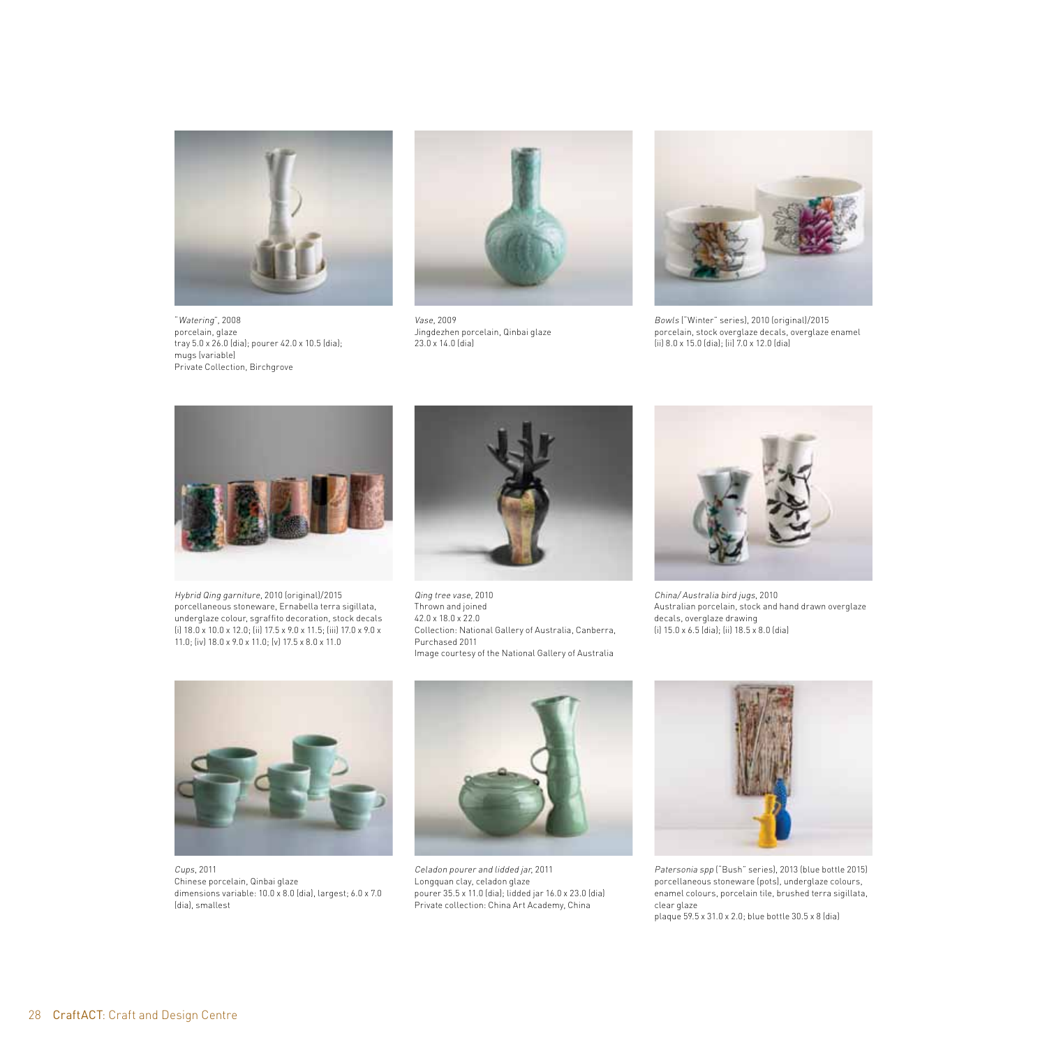"*Watering*", 2008
porcelain, glaze
tray 5.0 x 26.0 (dia); pourer 42.0 x 10.5 (dia);
mugs (variable)
Private Collection, Birchgrove

*Vase*, 2009
Jingdezhen porcelain, Qinbai glaze
23.0 x 14.0 (dia)

*Bowls* ("Winter" series), 2010 (original)/2015
porcelain, stock overglaze decals, overglaze enamel
(ii) 8.0 x 15.0 (dia); (ii) 7.0 x 12.0 (dia)

*Hybrid Qing garniture*, 2010 (original)/2015
porcellaneous stoneware, Ernabella terra sigillata, underglaze colour, sgraffito decoration, stock decals
(i) 18.0 x 10.0 x 12.0; (ii) 17.5 x 9.0 x 11.5; (iii) 17.0 x 9.0 x 11.0; (iv) 18.0 x 9.0 x 11.0; (v) 17.5 x 8.0 x 11.0

*Qing tree vase*, 2010
Thrown and joined
42.0 x 18.0 x 22.0
Collection: National Gallery of Australia, Canberra, Purchased 2011
Image courtesy of the National Gallery of Australia

*China/ Australia bird jugs*, 2010
Australian porcelain, stock and hand drawn overglaze decals, overglaze drawing
(i) 15.0 x 6.5 (dia); (ii) 18.5 x 8.0 (dia)

*Cups*, 2011
Chinese porcelain, Qinbai glaze
dimensions variable: 10.0 x 8.0 (dia), largest; 6.0 x 7.0 (dia), smallest

*Celadon pourer and lidded jar*, 2011
Longquan clay, celadon glaze
pourer 35.5 x 11.0 (dia); lidded jar 16.0 x 23.0 (dia)
Private collection: China Art Academy, China

*Patersonia spp* ("Bush" series), 2013 (blue bottle 2015)
porcellaneous stoneware (pots), underglaze colours, enamel colours, porcelain tile, brushed terra sigillata, clear glaze
plaque 59.5 x 31.0 x 2.0; blue bottle 30.5 x 8 (dia)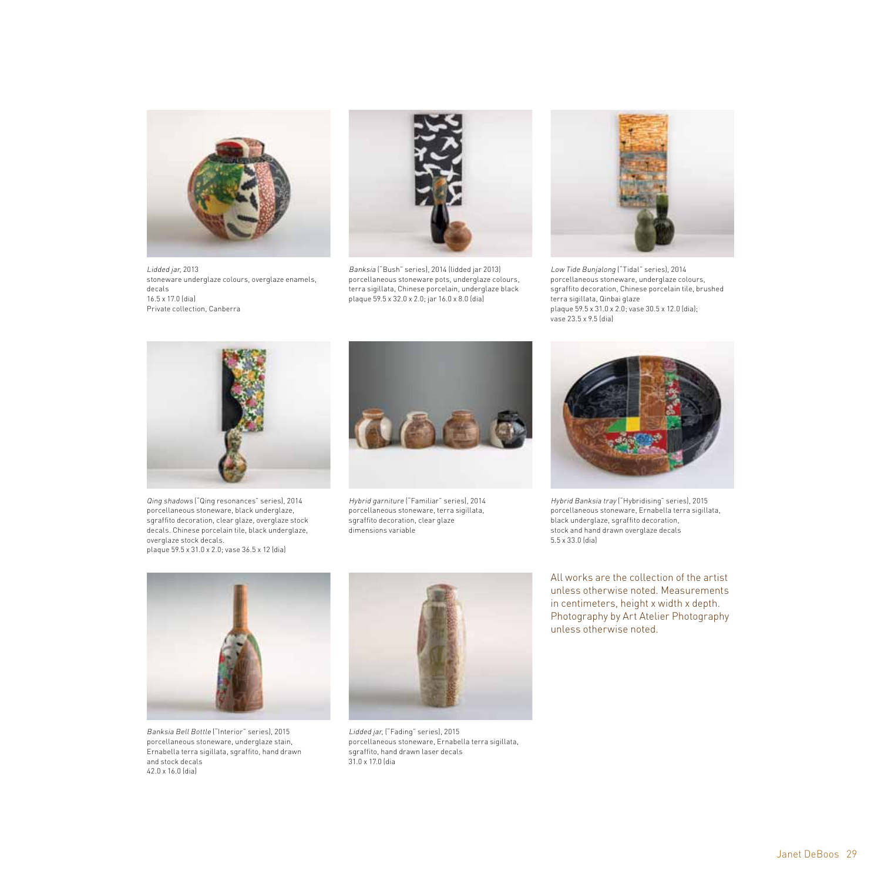*Lidded jar*, 2013
stoneware underglaze colours, overglaze enamels, decals
16.5 x 17.0 (dia)
Private collection, Canberra

*Banksia* ("Bush" series), 2014 (lidded jar 2013)
porcellaneous stoneware pots, underglaze colours, terra sigillata, Chinese porcelain, underglaze black
plaque 59.5 x 32.0 x 2.0; jar 16.0 x 8.0 (dia)

*Low Tide Bunjalong* ("Tidal" series), 2014
porcellaneous stoneware, underglaze colours, sgraffito decoration, Chinese porcelain tile, brushed terra sigillata, Qinbai glaze
plaque 59.5 x 31.0 x 2.0; vase 30.5 x 12.0 (dia); vase 23.5 x 9.5 (dia)

*Qing shadows* ("Qing resonances" series), 2014
porcellaneous stoneware, black underglaze, sgraffito decoration, clear glaze, overglaze stock decals. Chinese porcelain tile, black underglaze, overglaze stock decals.
plaque 59.5 x 31.0 x 2.0; vase 36.5 x 12 (dia)

*Hybrid garniture* ("Familiar" series), 2014
porcellaneous stoneware, terra sigillata, sgraffito decoration, clear glaze
dimensions variable

*Hybrid Banksia tray* ("Hybridising" series), 2015
porcellaneous stoneware, Ernabella terra sigillata, black underglaze, sgraffito decoration, stock and hand drawn overglaze decals
5.5 x 33.0 (dia)

*Banksia Bell Bottle* ("Interior" series), 2015
porcellaneous stoneware, underglaze stain, Ernabella terra sigillata, sgraffito, hand drawn and stock decals
42.0 x 16.0 (dia)

*Lidded jar*, ("Fading" series), 2015
porcellaneous stoneware, Ernabella terra sigillata, sgraffito, hand drawn laser decals
31.0 x 17.0 (dia

All works are the collection of the artist unless otherwise noted. Measurements in centimeters, height x width x depth. Photography by Art Atelier Photography unless otherwise noted.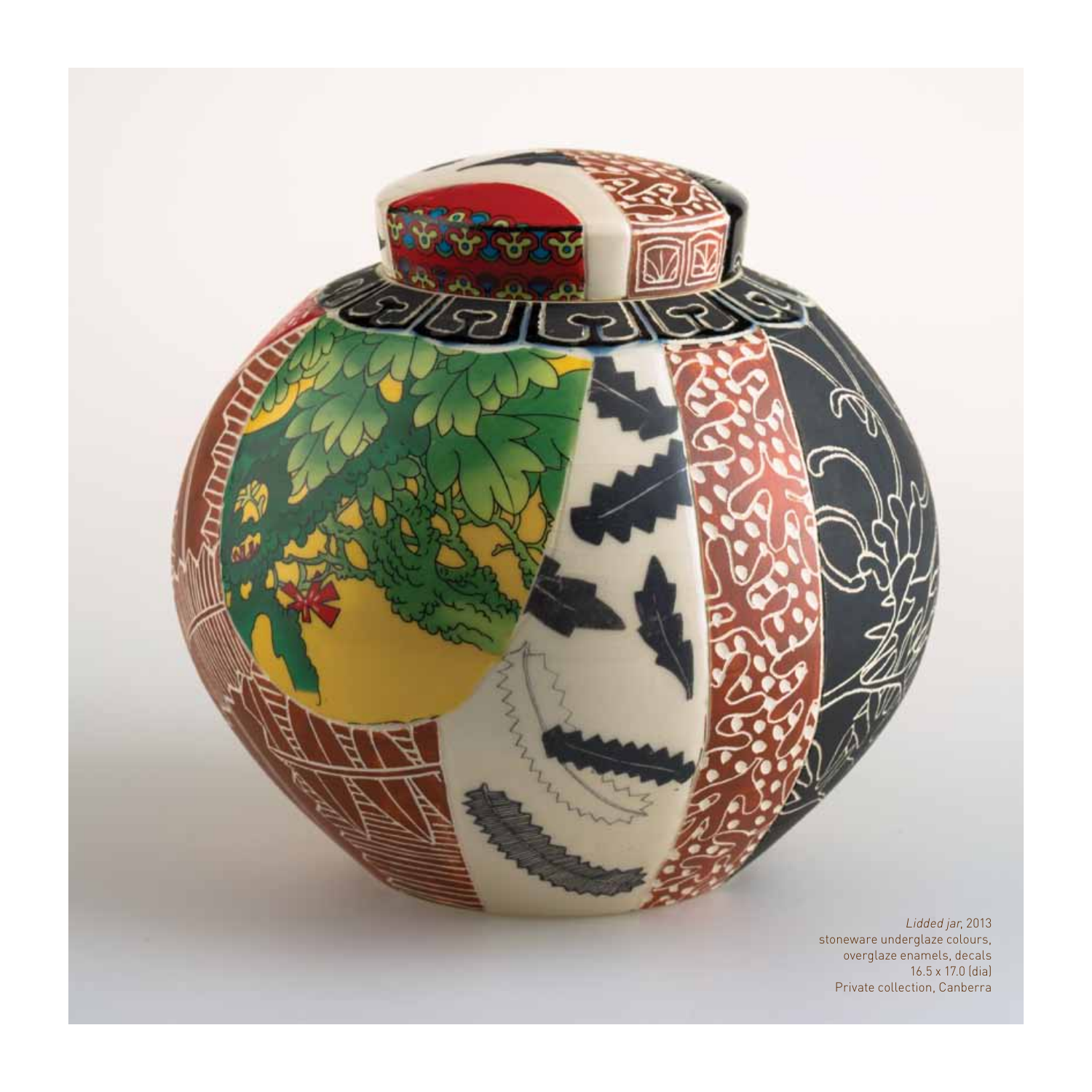*Lidded jar*, 2013
stoneware underglaze colours,
overglaze enamels, decals
16.5 x 17.0 (dia)
Private collection, Canberra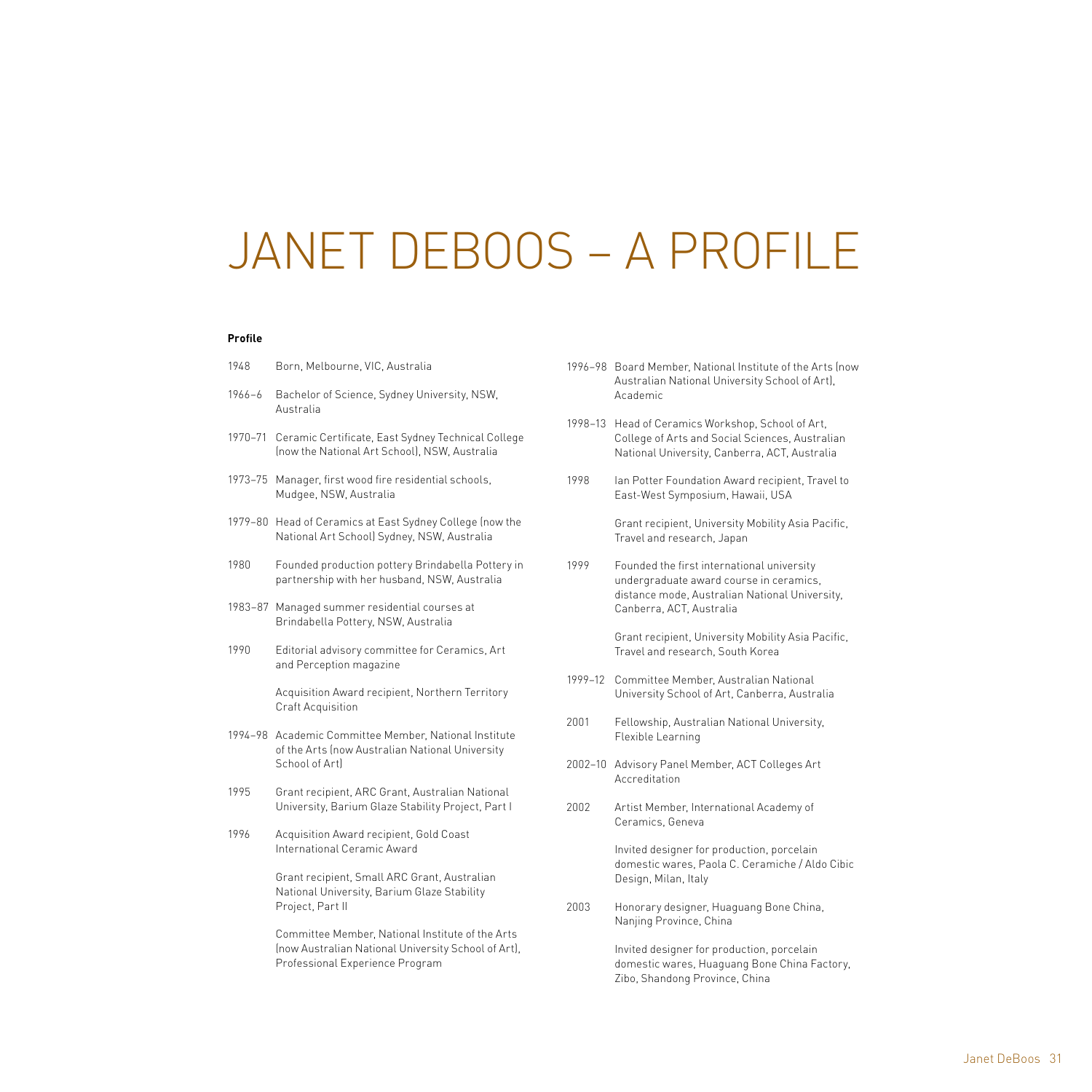# JANET DEBOOS – A PROFILE

**Profile**

| | |
|---|---|
| 1948 | Born, Melbourne, VIC, Australia |
| 1966–6 | Bachelor of Science, Sydney University, NSW, Australia |
| 1970–71 | Ceramic Certificate, East Sydney Technical College (now the National Art School), NSW, Australia |
| 1973–75 | Manager, first wood fire residential schools, Mudgee, NSW, Australia |
| 1979–80 | Head of Ceramics at East Sydney College (now the National Art School) Sydney, NSW, Australia |
| 1980 | Founded production pottery Brindabella Pottery in partnership with her husband, NSW, Australia |
| 1983–87 | Managed summer residential courses at Brindabella Pottery, NSW, Australia |
| 1990 | Editorial advisory committee for Ceramics, Art and Perception magazine |
| | Acquisition Award recipient, Northern Territory Craft Acquisition |
| 1994–98 | Academic Committee Member, National Institute of the Arts (now Australian National University School of Art) |
| 1995 | Grant recipient, ARC Grant, Australian National University, Barium Glaze Stability Project, Part I |
| 1996 | Acquisition Award recipient, Gold Coast International Ceramic Award |
| | Grant recipient, Small ARC Grant, Australian National University, Barium Glaze Stability Project, Part II |
| | Committee Member, National Institute of the Arts (now Australian National University School of Art), Professional Experience Program |
| 1996–98 | Board Member, National Institute of the Arts (now Australian National University School of Art), Academic |
| 1998–13 | Head of Ceramics Workshop, School of Art, College of Arts and Social Sciences, Australian National University, Canberra, ACT, Australia |
| 1998 | Ian Potter Foundation Award recipient, Travel to East-West Symposium, Hawaii, USA |
| | Grant recipient, University Mobility Asia Pacific, Travel and research, Japan |
| 1999 | Founded the first international university undergraduate award course in ceramics, distance mode, Australian National University, Canberra, ACT, Australia |
| | Grant recipient, University Mobility Asia Pacific, Travel and research, South Korea |
| 1999–12 | Committee Member, Australian National University School of Art, Canberra, Australia |
| 2001 | Fellowship, Australian National University, Flexible Learning |
| 2002–10 | Advisory Panel Member, ACT Colleges Art Accreditation |
| 2002 | Artist Member, International Academy of Ceramics, Geneva |
| | Invited designer for production, porcelain domestic wares, Paola C. Ceramiche / Aldo Cibic Design, Milan, Italy |
| 2003 | Honorary designer, Huaguang Bone China, Nanjing Province, China |
| | Invited designer for production, porcelain domestic wares, Huaguang Bone China Factory, Zibo, Shandong Province, China |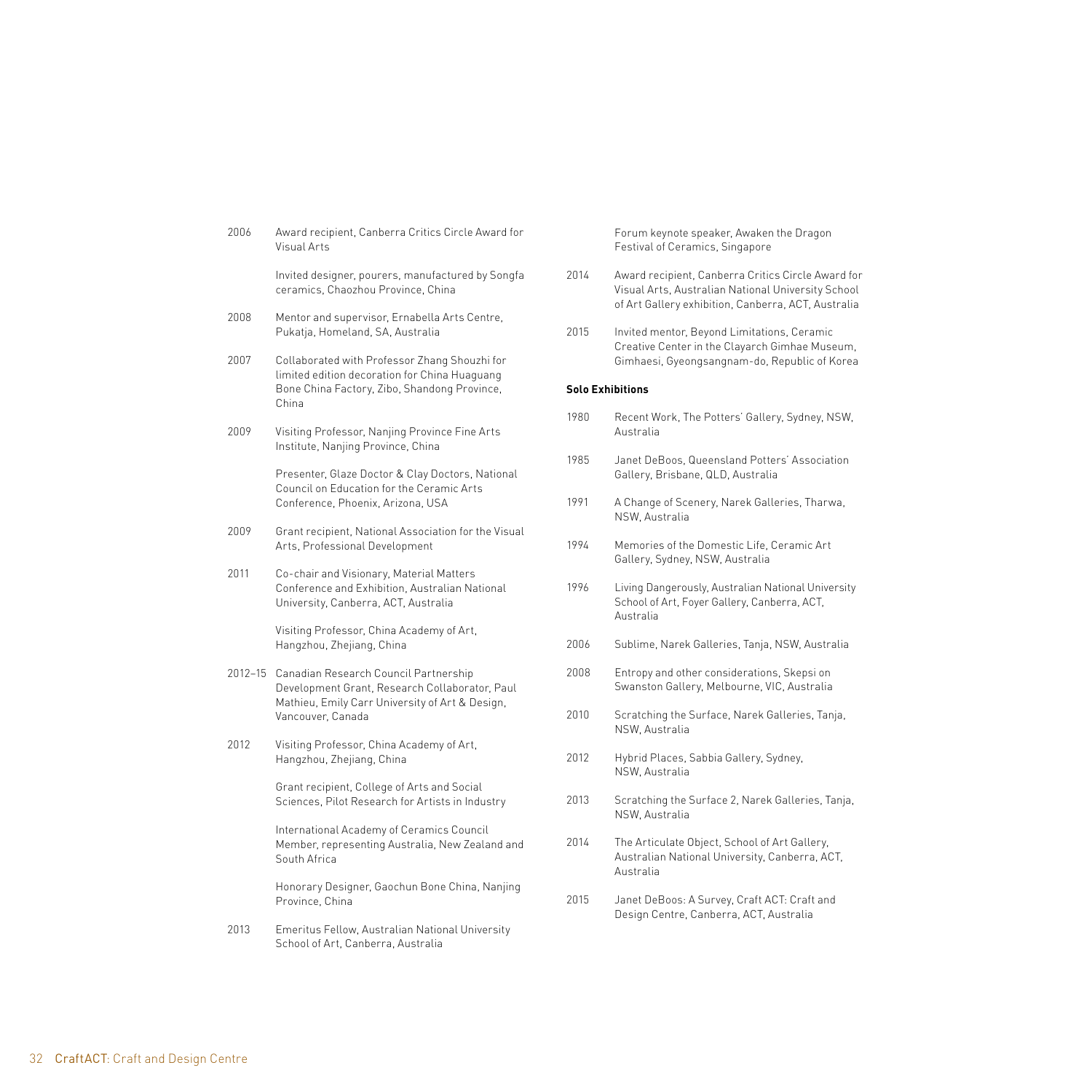2006 Award recipient, Canberra Critics Circle Award for Visual Arts

Invited designer, pourers, manufactured by Songfa ceramics, Chaozhou Province, China

2008 Mentor and supervisor, Ernabella Arts Centre, Pukatja, Homeland, SA, Australia

2007 Collaborated with Professor Zhang Shouzhi for limited edition decoration for China Huaguang Bone China Factory, Zibo, Shandong Province, China

2009 Visiting Professor, Nanjing Province Fine Arts Institute, Nanjing Province, China

Presenter, Glaze Doctor & Clay Doctors, National Council on Education for the Ceramic Arts Conference, Phoenix, Arizona, USA

2009 Grant recipient, National Association for the Visual Arts, Professional Development

2011 Co-chair and Visionary, Material Matters Conference and Exhibition, Australian National University, Canberra, ACT, Australia

Visiting Professor, China Academy of Art, Hangzhou, Zhejiang, China

2012–15 Canadian Research Council Partnership Development Grant, Research Collaborator, Paul Mathieu, Emily Carr University of Art & Design, Vancouver, Canada

2012 Visiting Professor, China Academy of Art, Hangzhou, Zhejiang, China

Grant recipient, College of Arts and Social Sciences, Pilot Research for Artists in Industry

International Academy of Ceramics Council Member, representing Australia, New Zealand and South Africa

Honorary Designer, Gaochun Bone China, Nanjing Province, China

2013 Emeritus Fellow, Australian National University School of Art, Canberra, Australia

Forum keynote speaker, Awaken the Dragon Festival of Ceramics, Singapore

2014 Award recipient, Canberra Critics Circle Award for Visual Arts, Australian National University School of Art Gallery exhibition, Canberra, ACT, Australia

2015 Invited mentor, Beyond Limitations, Ceramic Creative Center in the Clayarch Gimhae Museum, Gimhaesi, Gyeongsangnam-do, Republic of Korea

**Solo Exhibitions**

1980 Recent Work, The Potters' Gallery, Sydney, NSW, Australia

1985 Janet DeBoos, Queensland Potters' Association Gallery, Brisbane, QLD, Australia

1991 A Change of Scenery, Narek Galleries, Tharwa, NSW, Australia

1994 Memories of the Domestic Life, Ceramic Art Gallery, Sydney, NSW, Australia

1996 Living Dangerously, Australian National University School of Art, Foyer Gallery, Canberra, ACT, Australia

2006 Sublime, Narek Galleries, Tanja, NSW, Australia

2008 Entropy and other considerations, Skepsi on Swanston Gallery, Melbourne, VIC, Australia

2010 Scratching the Surface, Narek Galleries, Tanja, NSW, Australia

2012 Hybrid Places, Sabbia Gallery, Sydney, NSW, Australia

2013 Scratching the Surface 2, Narek Galleries, Tanja, NSW, Australia

2014 The Articulate Object, School of Art Gallery, Australian National University, Canberra, ACT, Australia

2015 Janet DeBoos: A Survey, Craft ACT: Craft and Design Centre, Canberra, ACT, Australia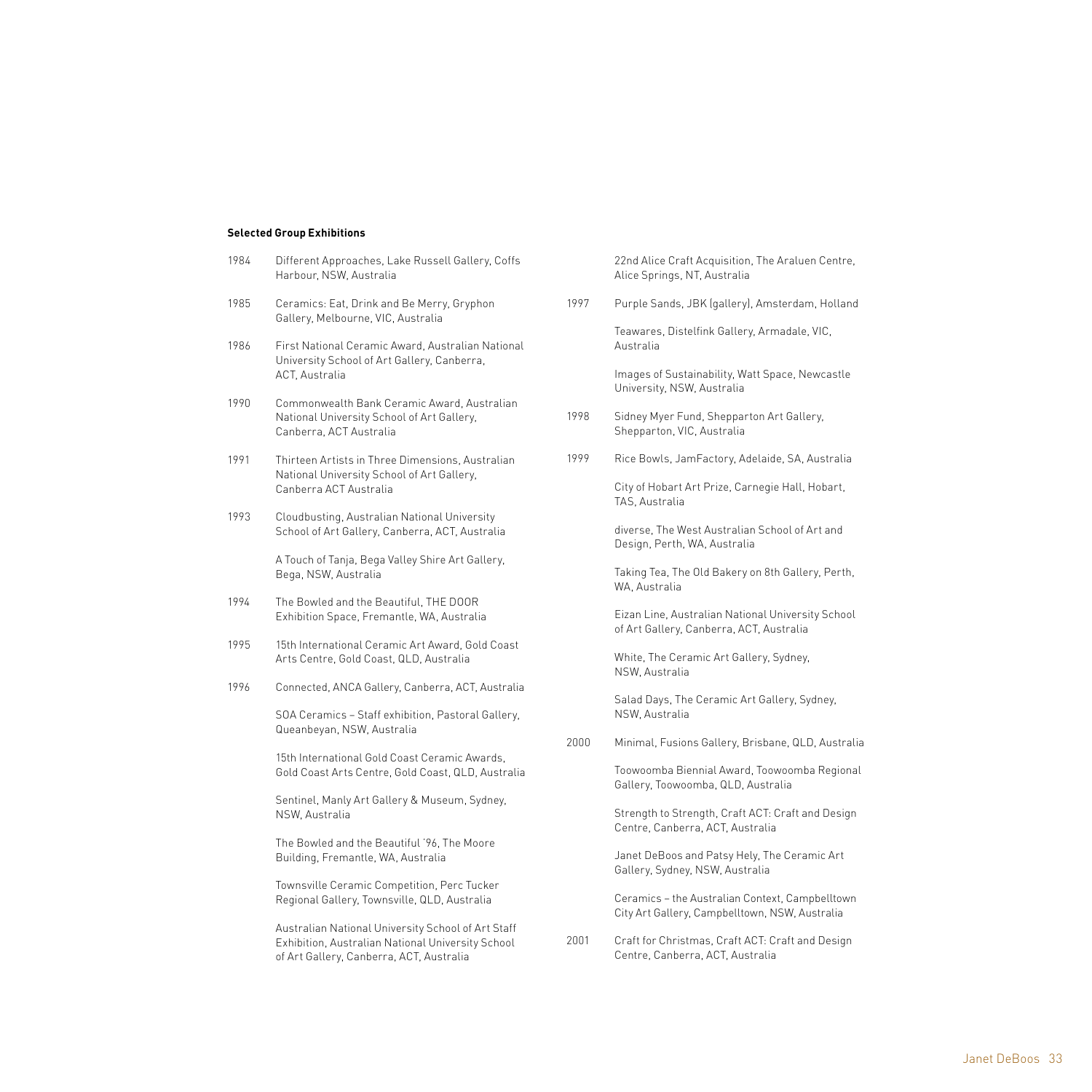**Selected Group Exhibitions**

1984 Different Approaches, Lake Russell Gallery, Coffs Harbour, NSW, Australia

1985 Ceramics: Eat, Drink and Be Merry, Gryphon Gallery, Melbourne, VIC, Australia

1986 First National Ceramic Award, Australian National University School of Art Gallery, Canberra, ACT, Australia

1990 Commonwealth Bank Ceramic Award, Australian National University School of Art Gallery, Canberra, ACT Australia

1991 Thirteen Artists in Three Dimensions, Australian National University School of Art Gallery, Canberra ACT Australia

1993 Cloudbusting, Australian National University School of Art Gallery, Canberra, ACT, Australia

A Touch of Tanja, Bega Valley Shire Art Gallery, Bega, NSW, Australia

1994 The Bowled and the Beautiful, THE DOOR Exhibition Space, Fremantle, WA, Australia

1995 15th International Ceramic Art Award, Gold Coast Arts Centre, Gold Coast, QLD, Australia

1996 Connected, ANCA Gallery, Canberra, ACT, Australia

SOA Ceramics – Staff exhibition, Pastoral Gallery, Queanbeyan, NSW, Australia

15th International Gold Coast Ceramic Awards, Gold Coast Arts Centre, Gold Coast, QLD, Australia

Sentinel, Manly Art Gallery & Museum, Sydney, NSW, Australia

The Bowled and the Beautiful '96, The Moore Building, Fremantle, WA, Australia

Townsville Ceramic Competition, Perc Tucker Regional Gallery, Townsville, QLD, Australia

Australian National University School of Art Staff Exhibition, Australian National University School of Art Gallery, Canberra, ACT, Australia

22nd Alice Craft Acquisition, The Araluen Centre, Alice Springs, NT, Australia

1997 Purple Sands, JBK (gallery), Amsterdam, Holland

Teawares, Distelfink Gallery, Armadale, VIC, Australia

Images of Sustainability, Watt Space, Newcastle University, NSW, Australia

1998 Sidney Myer Fund, Shepparton Art Gallery, Shepparton, VIC, Australia

1999 Rice Bowls, JamFactory, Adelaide, SA, Australia

City of Hobart Art Prize, Carnegie Hall, Hobart, TAS, Australia

diverse, The West Australian School of Art and Design, Perth, WA, Australia

Taking Tea, The Old Bakery on 8th Gallery, Perth, WA, Australia

Eizan Line, Australian National University School of Art Gallery, Canberra, ACT, Australia

White, The Ceramic Art Gallery, Sydney, NSW, Australia

Salad Days, The Ceramic Art Gallery, Sydney, NSW, Australia

2000 Minimal, Fusions Gallery, Brisbane, QLD, Australia

Toowoomba Biennial Award, Toowoomba Regional Gallery, Toowoomba, QLD, Australia

Strength to Strength, Craft ACT: Craft and Design Centre, Canberra, ACT, Australia

Janet DeBoos and Patsy Hely, The Ceramic Art Gallery, Sydney, NSW, Australia

Ceramics – the Australian Context, Campbelltown City Art Gallery, Campbelltown, NSW, Australia

2001 Craft for Christmas, Craft ACT: Craft and Design Centre, Canberra, ACT, Australia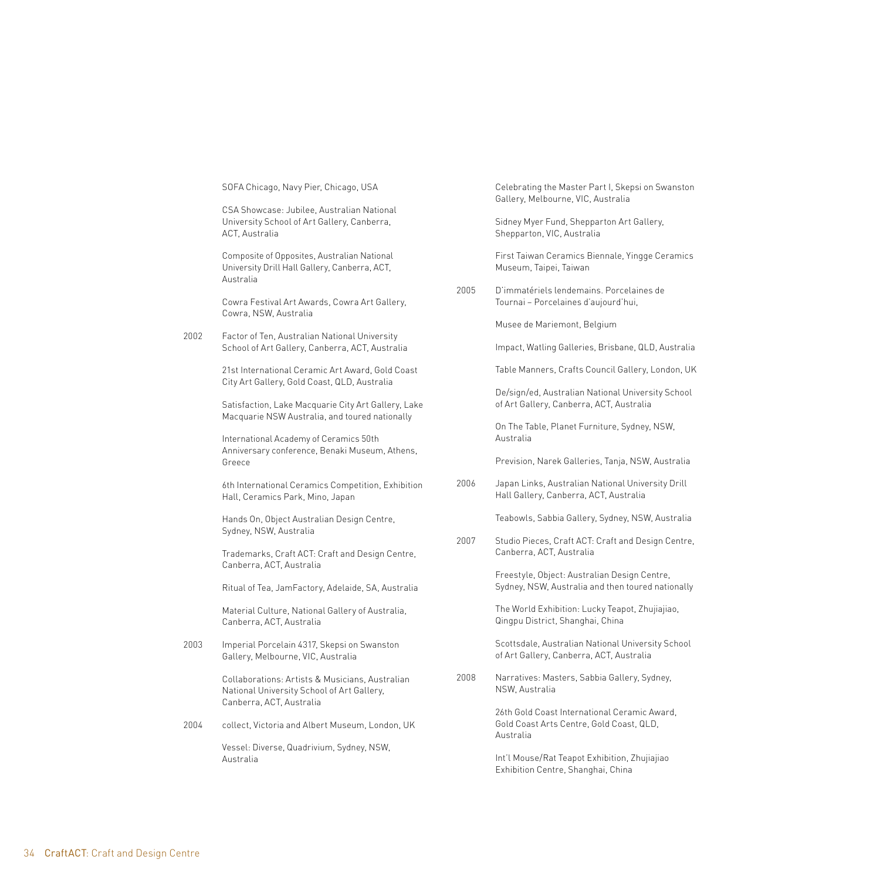SOFA Chicago, Navy Pier, Chicago, USA

CSA Showcase: Jubilee, Australian National University School of Art Gallery, Canberra, ACT, Australia

Composite of Opposites, Australian National University Drill Hall Gallery, Canberra, ACT, Australia

Cowra Festival Art Awards, Cowra Art Gallery, Cowra, NSW, Australia

2002 Factor of Ten, Australian National University School of Art Gallery, Canberra, ACT, Australia

21st International Ceramic Art Award, Gold Coast City Art Gallery, Gold Coast, QLD, Australia

Satisfaction, Lake Macquarie City Art Gallery, Lake Macquarie NSW Australia, and toured nationally

International Academy of Ceramics 50th Anniversary conference, Benaki Museum, Athens, Greece

6th International Ceramics Competition, Exhibition Hall, Ceramics Park, Mino, Japan

Hands On, Object Australian Design Centre, Sydney, NSW, Australia

Trademarks, Craft ACT: Craft and Design Centre, Canberra, ACT, Australia

Ritual of Tea, JamFactory, Adelaide, SA, Australia

Material Culture, National Gallery of Australia, Canberra, ACT, Australia

2003 Imperial Porcelain 4317, Skepsi on Swanston Gallery, Melbourne, VIC, Australia

Collaborations: Artists & Musicians, Australian National University School of Art Gallery, Canberra, ACT, Australia

2004 collect, Victoria and Albert Museum, London, UK

Vessel: Diverse, Quadrivium, Sydney, NSW, Australia

Celebrating the Master Part I, Skepsi on Swanston Gallery, Melbourne, VIC, Australia

Sidney Myer Fund, Shepparton Art Gallery, Shepparton, VIC, Australia

First Taiwan Ceramics Biennale, Yingge Ceramics Museum, Taipei, Taiwan

2005 D'immatériels lendemains. Porcelaines de Tournai – Porcelaines d'aujourd'hui,

Musee de Mariemont, Belgium

Impact, Watling Galleries, Brisbane, QLD, Australia

Table Manners, Crafts Council Gallery, London, UK

De/sign/ed, Australian National University School of Art Gallery, Canberra, ACT, Australia

On The Table, Planet Furniture, Sydney, NSW, Australia

Prevision, Narek Galleries, Tanja, NSW, Australia

2006 Japan Links, Australian National University Drill Hall Gallery, Canberra, ACT, Australia

Teabowls, Sabbia Gallery, Sydney, NSW, Australia

2007 Studio Pieces, Craft ACT: Craft and Design Centre, Canberra, ACT, Australia

Freestyle, Object: Australian Design Centre, Sydney, NSW, Australia and then toured nationally

The World Exhibition: Lucky Teapot, Zhujiajiao, Qingpu District, Shanghai, China

Scottsdale, Australian National University School of Art Gallery, Canberra, ACT, Australia

2008 Narratives: Masters, Sabbia Gallery, Sydney, NSW, Australia

26th Gold Coast International Ceramic Award, Gold Coast Arts Centre, Gold Coast, QLD, Australia

Int'l Mouse/Rat Teapot Exhibition, Zhujiajiao Exhibition Centre, Shanghai, China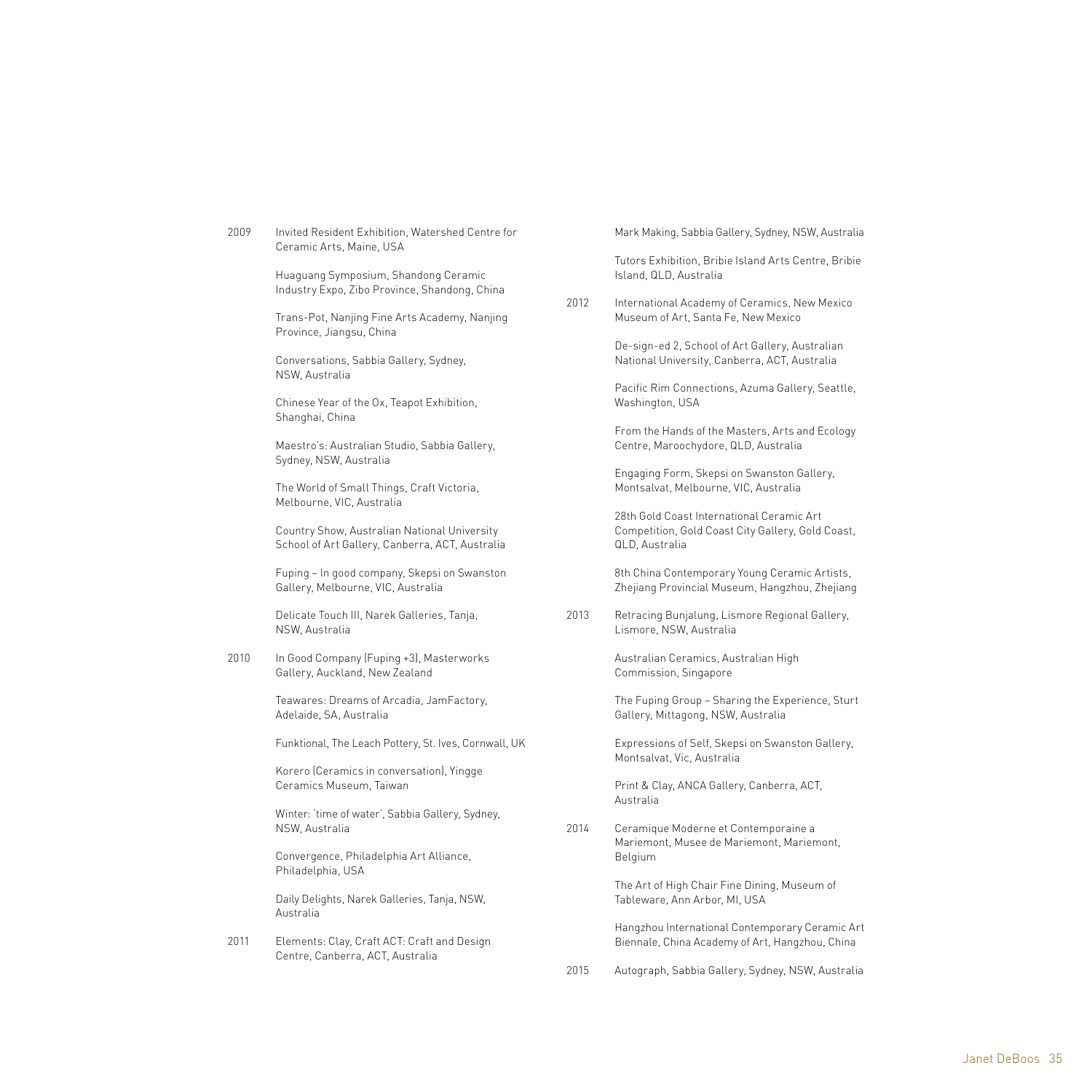2009

Invited Resident Exhibition, Watershed Centre for Ceramic Arts, Maine, USA

Huaguang Symposium, Shandong Ceramic Industry Expo, Zibo Province, Shandong, China

Trans-Pot, Nanjing Fine Arts Academy, Nanjing Province, Jiangsu, China

Conversations, Sabbia Gallery, Sydney, NSW, Australia

Chinese Year of the Ox, Teapot Exhibition, Shanghai, China

Maestro's: Australian Studio, Sabbia Gallery, Sydney, NSW, Australia

The World of Small Things, Craft Victoria, Melbourne, VIC, Australia

Country Show, Australian National University School of Art Gallery, Canberra, ACT, Australia

Fuping – In good company, Skepsi on Swanston Gallery, Melbourne, VIC, Australia

Delicate Touch III, Narek Galleries, Tanja, NSW, Australia

2010

In Good Company (Fuping +3), Masterworks Gallery, Auckland, New Zealand

Teawares: Dreams of Arcadia, JamFactory, Adelaide, SA, Australia

Funktional, The Leach Pottery, St. Ives, Cornwall, UK

Korero (Ceramics in conversation), Yingge Ceramics Museum, Taiwan

Winter: 'time of water', Sabbia Gallery, Sydney, NSW, Australia

Convergence, Philadelphia Art Alliance, Philadelphia, USA

Daily Delights, Narek Galleries, Tanja, NSW, Australia

2011

Elements: Clay, Craft ACT: Craft and Design Centre, Canberra, ACT, Australia

Mark Making, Sabbia Gallery, Sydney, NSW, Australia

Tutors Exhibition, Bribie Island Arts Centre, Bribie Island, QLD, Australia

2012

International Academy of Ceramics, New Mexico Museum of Art, Santa Fe, New Mexico

De-sign-ed 2, School of Art Gallery, Australian National University, Canberra, ACT, Australia

Pacific Rim Connections, Azuma Gallery, Seattle, Washington, USA

From the Hands of the Masters, Arts and Ecology Centre, Maroochydore, QLD, Australia

Engaging Form, Skepsi on Swanston Gallery, Montsalvat, Melbourne, VIC, Australia

28th Gold Coast International Ceramic Art Competition, Gold Coast City Gallery, Gold Coast, QLD, Australia

8th China Contemporary Young Ceramic Artists, Zhejiang Provincial Museum, Hangzhou, Zhejiang

2013

Retracing Bunjalung, Lismore Regional Gallery, Lismore, NSW, Australia

Australian Ceramics, Australian High Commission, Singapore

The Fuping Group – Sharing the Experience, Sturt Gallery, Mittagong, NSW, Australia

Expressions of Self, Skepsi on Swanston Gallery, Montsalvat, Vic, Australia

Print & Clay, ANCA Gallery, Canberra, ACT, Australia

2014

Ceramique Moderne et Contemporaine a Mariemont, Musee de Mariemont, Mariemont, Belgium

The Art of High Chair Fine Dining, Museum of Tableware, Ann Arbor, MI, USA

Hangzhou International Contemporary Ceramic Art Biennale, China Academy of Art, Hangzhou, China

2015

Autograph, Sabbia Gallery, Sydney, NSW, Australia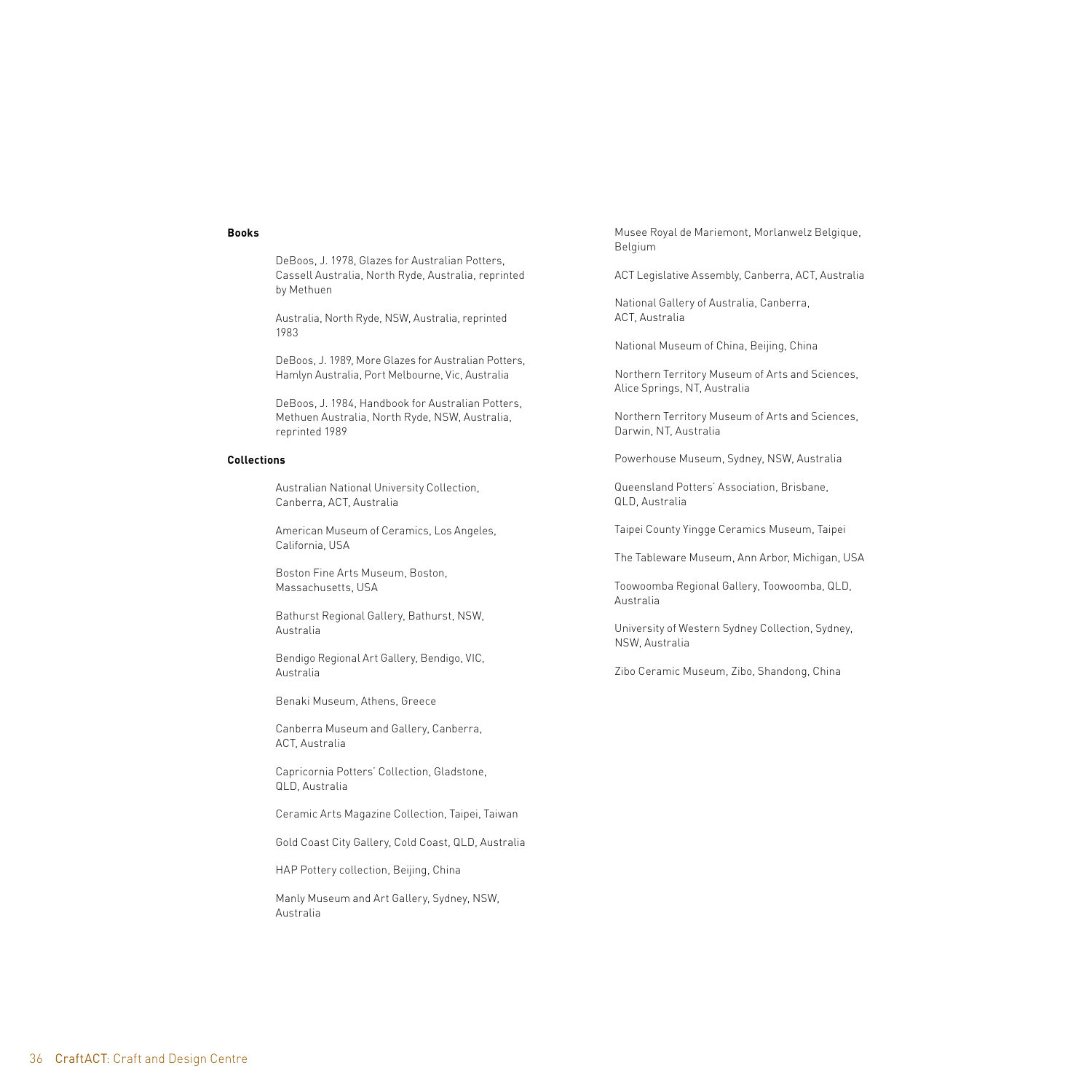**Books**

DeBoos, J. 1978, Glazes for Australian Potters, Cassell Australia, North Ryde, Australia, reprinted by Methuen

Australia, North Ryde, NSW, Australia, reprinted 1983

DeBoos, J. 1989, More Glazes for Australian Potters, Hamlyn Australia, Port Melbourne, Vic, Australia

DeBoos, J. 1984, Handbook for Australian Potters, Methuen Australia, North Ryde, NSW, Australia, reprinted 1989

**Collections**

Australian National University Collection, Canberra, ACT, Australia

American Museum of Ceramics, Los Angeles, California, USA

Boston Fine Arts Museum, Boston, Massachusetts, USA

Bathurst Regional Gallery, Bathurst, NSW, Australia

Bendigo Regional Art Gallery, Bendigo, VIC, Australia

Benaki Museum, Athens, Greece

Canberra Museum and Gallery, Canberra, ACT, Australia

Capricornia Potters' Collection, Gladstone, QLD, Australia

Ceramic Arts Magazine Collection, Taipei, Taiwan

Gold Coast City Gallery, Cold Coast, QLD, Australia

HAP Pottery collection, Beijing, China

Manly Museum and Art Gallery, Sydney, NSW, Australia

Musee Royal de Mariemont, Morlanwelz Belgique, Belgium

ACT Legislative Assembly, Canberra, ACT, Australia

National Gallery of Australia, Canberra, ACT, Australia

National Museum of China, Beijing, China

Northern Territory Museum of Arts and Sciences, Alice Springs, NT, Australia

Northern Territory Museum of Arts and Sciences, Darwin, NT, Australia

Powerhouse Museum, Sydney, NSW, Australia

Queensland Potters' Association, Brisbane, QLD, Australia

Taipei County Yingge Ceramics Museum, Taipei

The Tableware Museum, Ann Arbor, Michigan, USA

Toowoomba Regional Gallery, Toowoomba, QLD, Australia

University of Western Sydney Collection, Sydney, NSW, Australia

Zibo Ceramic Museum, Zibo, Shandong, China